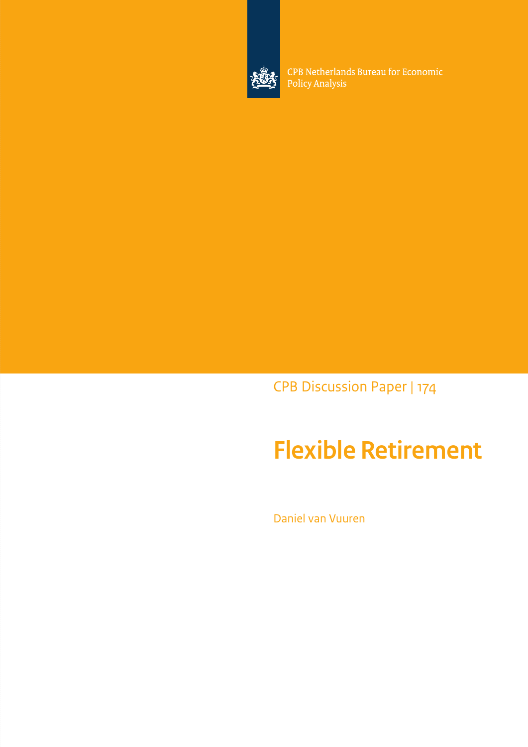CPB Netherlands Bureau for Economic Policy Analysis

CPB Discussion Paper | 174

# Flexible Retirement

Daniel van Vuuren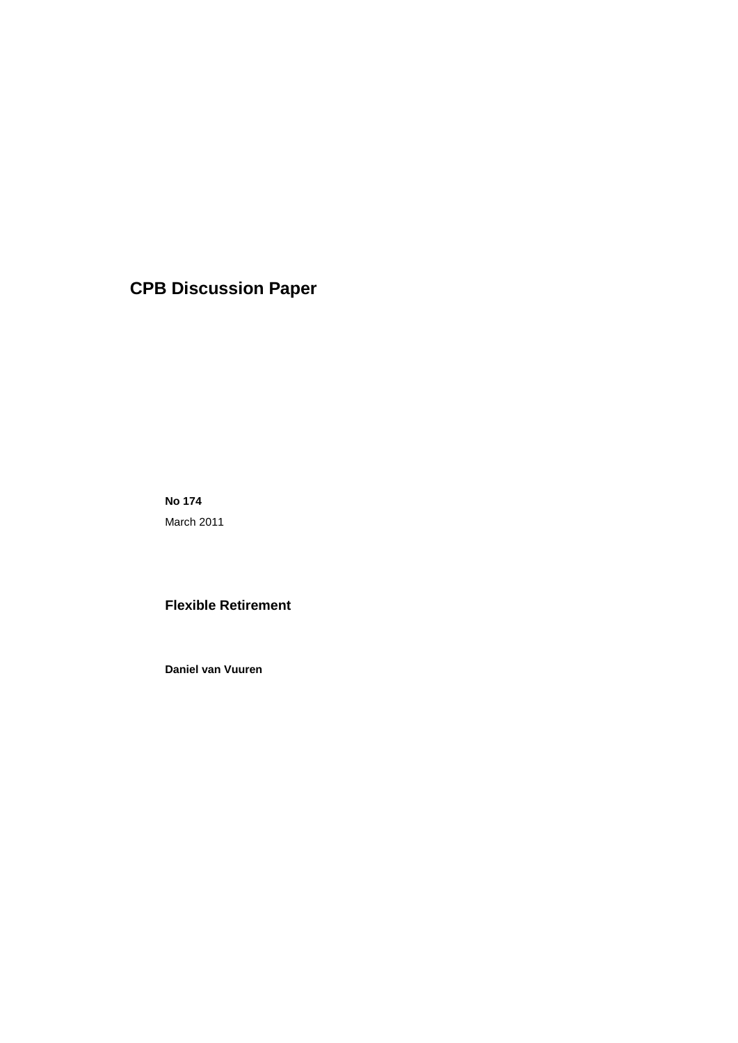# CPB Discussion Paper

**No 174**

March 2011

## Flexible Retirement

**Daniel van Vuuren**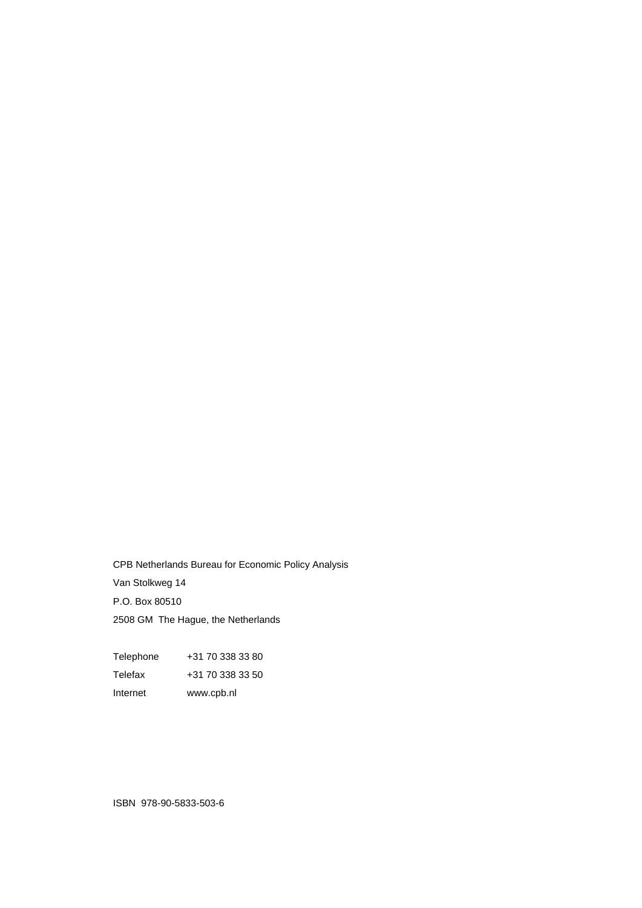CPB Netherlands Bureau for Economic Policy Analysis

Van Stolkweg 14

P.O. Box 80510

2508 GM The Hague, the Netherlands

| | |
|---|---|
| Telephone | +31 70 338 33 80 |
| Telefax | +31 70 338 33 50 |
| Internet | www.cpb.nl |

ISBN 978-90-5833-503-6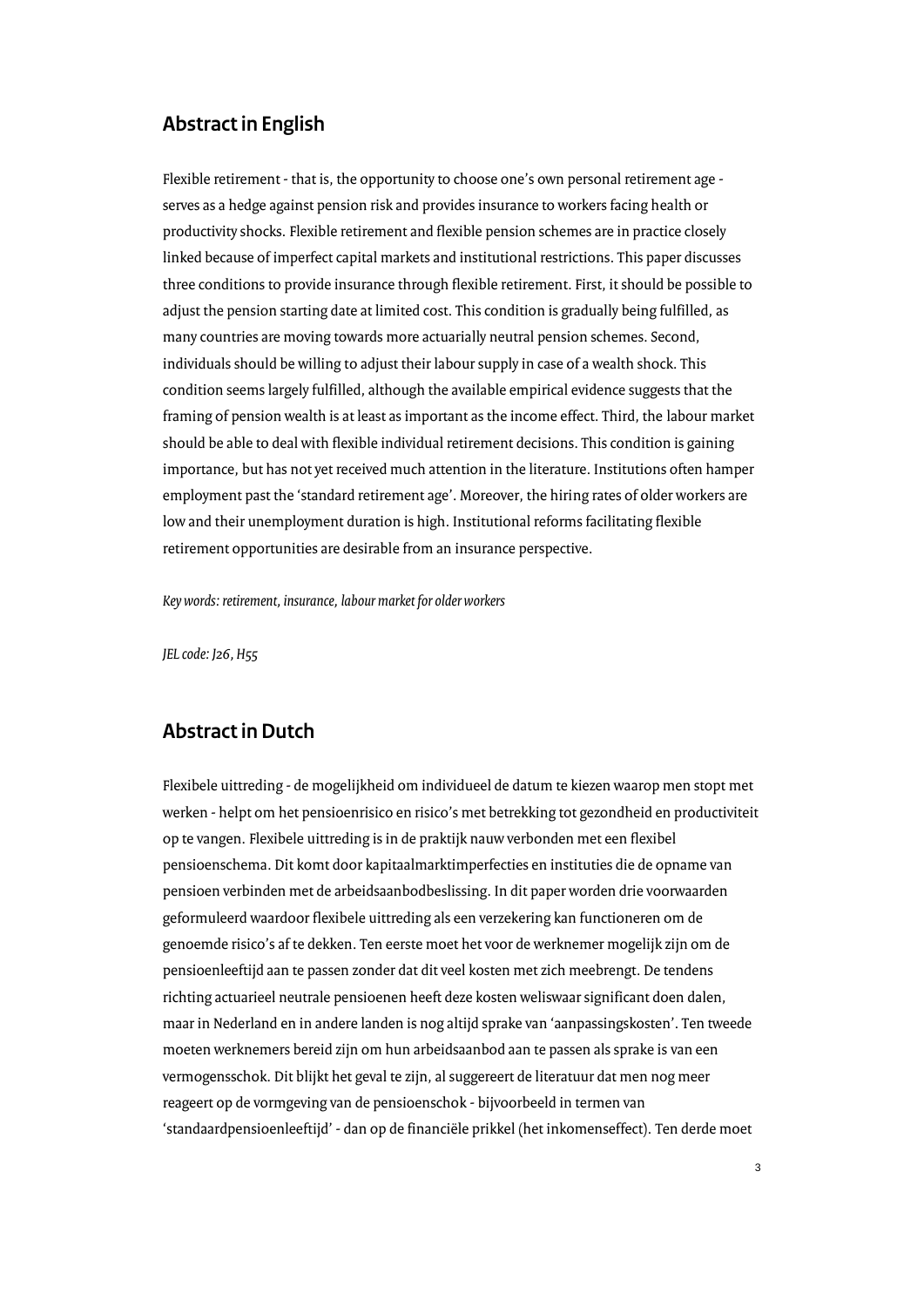## Abstract in English

Flexible retirement - that is, the opportunity to choose one's own personal retirement age - serves as a hedge against pension risk and provides insurance to workers facing health or productivity shocks. Flexible retirement and flexible pension schemes are in practice closely linked because of imperfect capital markets and institutional restrictions. This paper discusses three conditions to provide insurance through flexible retirement. First, it should be possible to adjust the pension starting date at limited cost. This condition is gradually being fulfilled, as many countries are moving towards more actuarially neutral pension schemes. Second, individuals should be willing to adjust their labour supply in case of a wealth shock. This condition seems largely fulfilled, although the available empirical evidence suggests that the framing of pension wealth is at least as important as the income effect. Third, the labour market should be able to deal with flexible individual retirement decisions. This condition is gaining importance, but has not yet received much attention in the literature. Institutions often hamper employment past the 'standard retirement age'. Moreover, the hiring rates of older workers are low and their unemployment duration is high. Institutional reforms facilitating flexible retirement opportunities are desirable from an insurance perspective.

*Key words: retirement, insurance, labour market for older workers*

*JEL code: J26, H55*

## Abstract in Dutch

Flexibele uittreding - de mogelijkheid om individueel de datum te kiezen waarop men stopt met werken - helpt om het pensioenrisico en risico's met betrekking tot gezondheid en productiviteit op te vangen. Flexibele uittreding is in de praktijk nauw verbonden met een flexibel pensioenschema. Dit komt door kapitaalmarktimperfecties en instituties die de opname van pensioen verbinden met de arbeidsaanbodbeslissing. In dit paper worden drie voorwaarden geformuleerd waardoor flexibele uittreding als een verzekering kan functioneren om de genoemde risico's af te dekken. Ten eerste moet het voor de werknemer mogelijk zijn om de pensioenleeftijd aan te passen zonder dat dit veel kosten met zich meebrengt. De tendens richting actuarieel neutrale pensioenen heeft deze kosten weliswaar significant doen dalen, maar in Nederland en in andere landen is nog altijd sprake van 'aanpassingskosten'. Ten tweede moeten werknemers bereid zijn om hun arbeidsaanbod aan te passen als sprake is van een vermogensschok. Dit blijkt het geval te zijn, al suggereert de literatuur dat men nog meer reageert op de vormgeving van de pensioenschok - bijvoorbeeld in termen van 'standaardpensioenleeftijd' - dan op de financiële prikkel (het inkomenseffect). Ten derde moet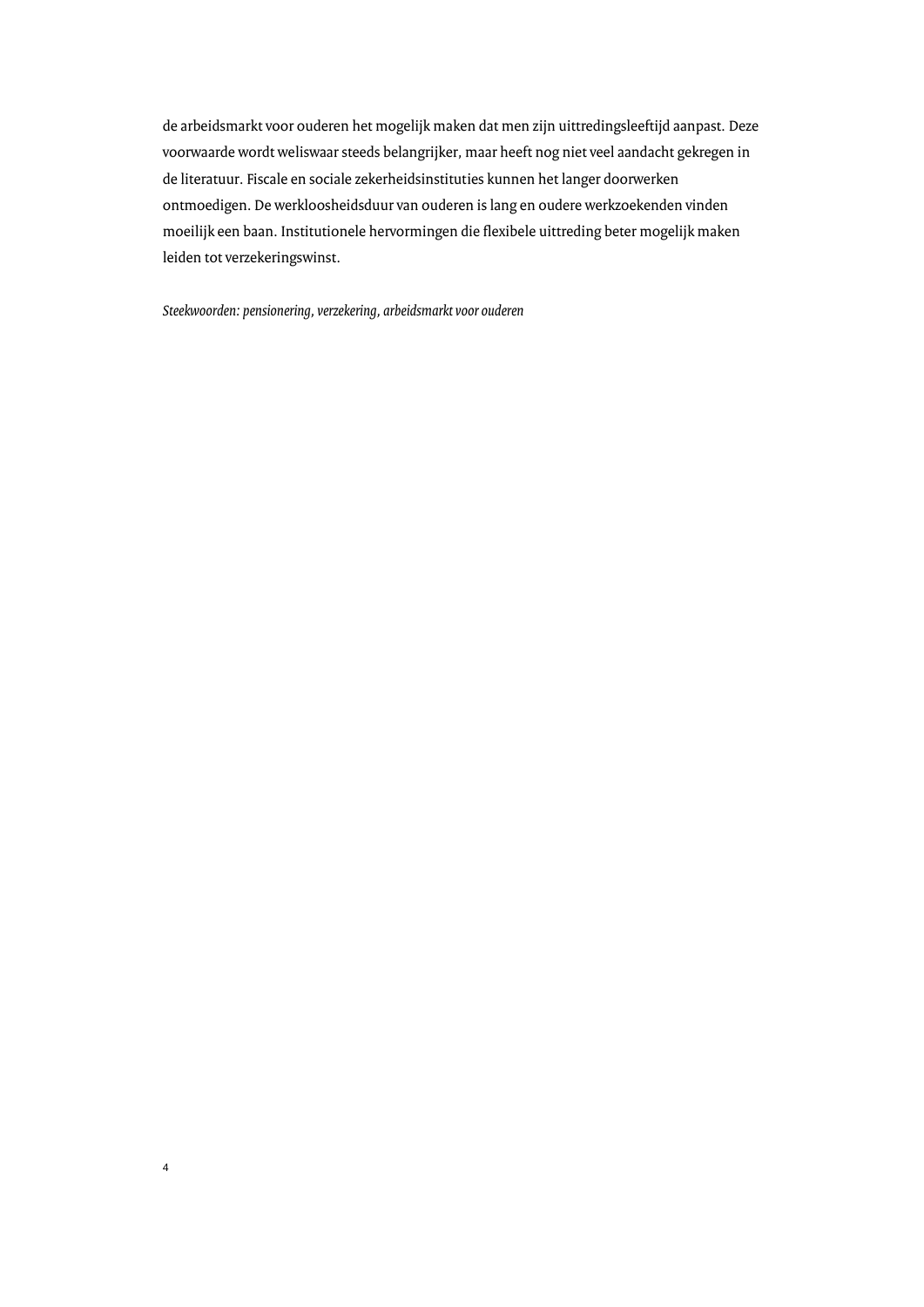de arbeidsmarkt voor ouderen het mogelijk maken dat men zijn uittredingsleeftijd aanpast. Deze voorwaarde wordt weliswaar steeds belangrijker, maar heeft nog niet veel aandacht gekregen in de literatuur. Fiscale en sociale zekerheidsinstituties kunnen het langer doorwerken ontmoedigen. De werkloosheidsduur van ouderen is lang en oudere werkzoekenden vinden moeilijk een baan. Institutionele hervormingen die flexibele uittreding beter mogelijk maken leiden tot verzekeringswinst.

*Steekwoorden: pensionering, verzekering, arbeidsmarkt voor ouderen*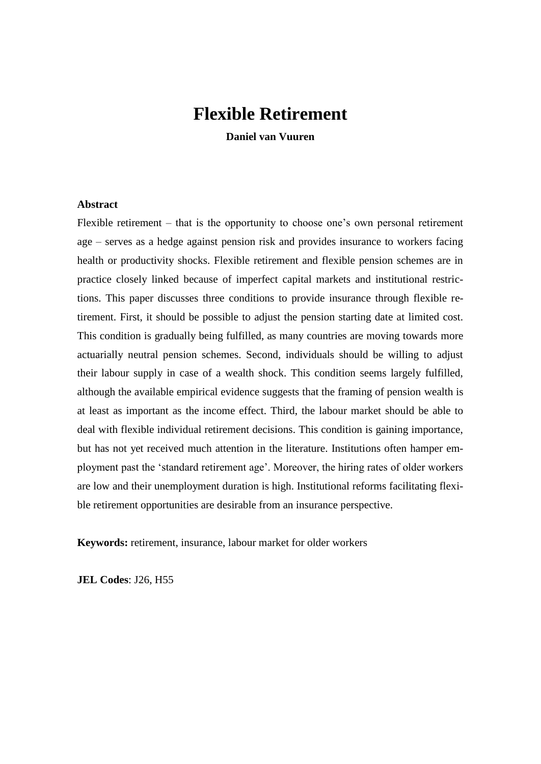# Flexible Retirement

**Daniel van Vuuren**

**Abstract**

Flexible retirement – that is the opportunity to choose one's own personal retirement age – serves as a hedge against pension risk and provides insurance to workers facing health or productivity shocks. Flexible retirement and flexible pension schemes are in practice closely linked because of imperfect capital markets and institutional restrictions. This paper discusses three conditions to provide insurance through flexible retirement. First, it should be possible to adjust the pension starting date at limited cost. This condition is gradually being fulfilled, as many countries are moving towards more actuarially neutral pension schemes. Second, individuals should be willing to adjust their labour supply in case of a wealth shock. This condition seems largely fulfilled, although the available empirical evidence suggests that the framing of pension wealth is at least as important as the income effect. Third, the labour market should be able to deal with flexible individual retirement decisions. This condition is gaining importance, but has not yet received much attention in the literature. Institutions often hamper employment past the 'standard retirement age'. Moreover, the hiring rates of older workers are low and their unemployment duration is high. Institutional reforms facilitating flexible retirement opportunities are desirable from an insurance perspective.

**Keywords:** retirement, insurance, labour market for older workers

**JEL Codes**: J26, H55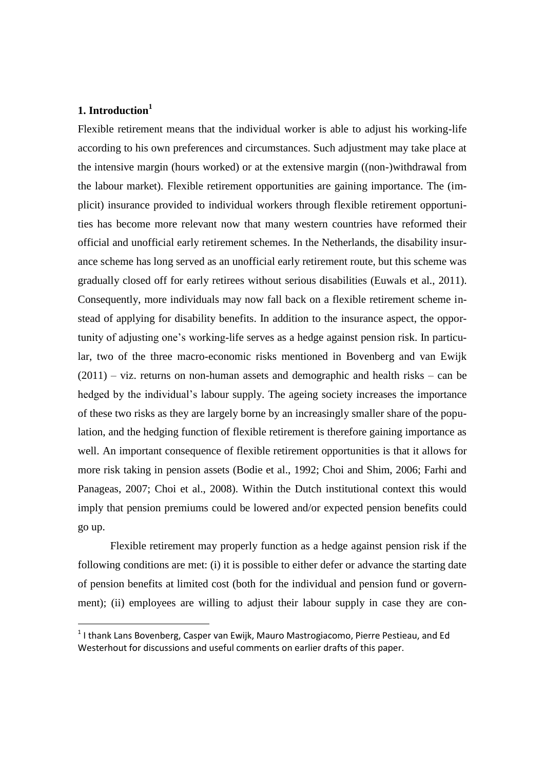## 1. Introduction[1]

Flexible retirement means that the individual worker is able to adjust his working-life according to his own preferences and circumstances. Such adjustment may take place at the intensive margin (hours worked) or at the extensive margin ((non-)withdrawal from the labour market). Flexible retirement opportunities are gaining importance. The (implicit) insurance provided to individual workers through flexible retirement opportunities has become more relevant now that many western countries have reformed their official and unofficial early retirement schemes. In the Netherlands, the disability insurance scheme has long served as an unofficial early retirement route, but this scheme was gradually closed off for early retirees without serious disabilities (Euwals et al., 2011). Consequently, more individuals may now fall back on a flexible retirement scheme instead of applying for disability benefits. In addition to the insurance aspect, the opportunity of adjusting one's working-life serves as a hedge against pension risk. In particular, two of the three macro-economic risks mentioned in Bovenberg and van Ewijk (2011) – viz. returns on non-human assets and demographic and health risks – can be hedged by the individual's labour supply. The ageing society increases the importance of these two risks as they are largely borne by an increasingly smaller share of the population, and the hedging function of flexible retirement is therefore gaining importance as well. An important consequence of flexible retirement opportunities is that it allows for more risk taking in pension assets (Bodie et al., 1992; Choi and Shim, 2006; Farhi and Panageas, 2007; Choi et al., 2008). Within the Dutch institutional context this would imply that pension premiums could be lowered and/or expected pension benefits could go up.

Flexible retirement may properly function as a hedge against pension risk if the following conditions are met: (i) it is possible to either defer or advance the starting date of pension benefits at limited cost (both for the individual and pension fund or government); (ii) employees are willing to adjust their labour supply in case they are con-

[1] I thank Lans Bovenberg, Casper van Ewijk, Mauro Mastrogiacomo, Pierre Pestieau, and Ed Westerhout for discussions and useful comments on earlier drafts of this paper.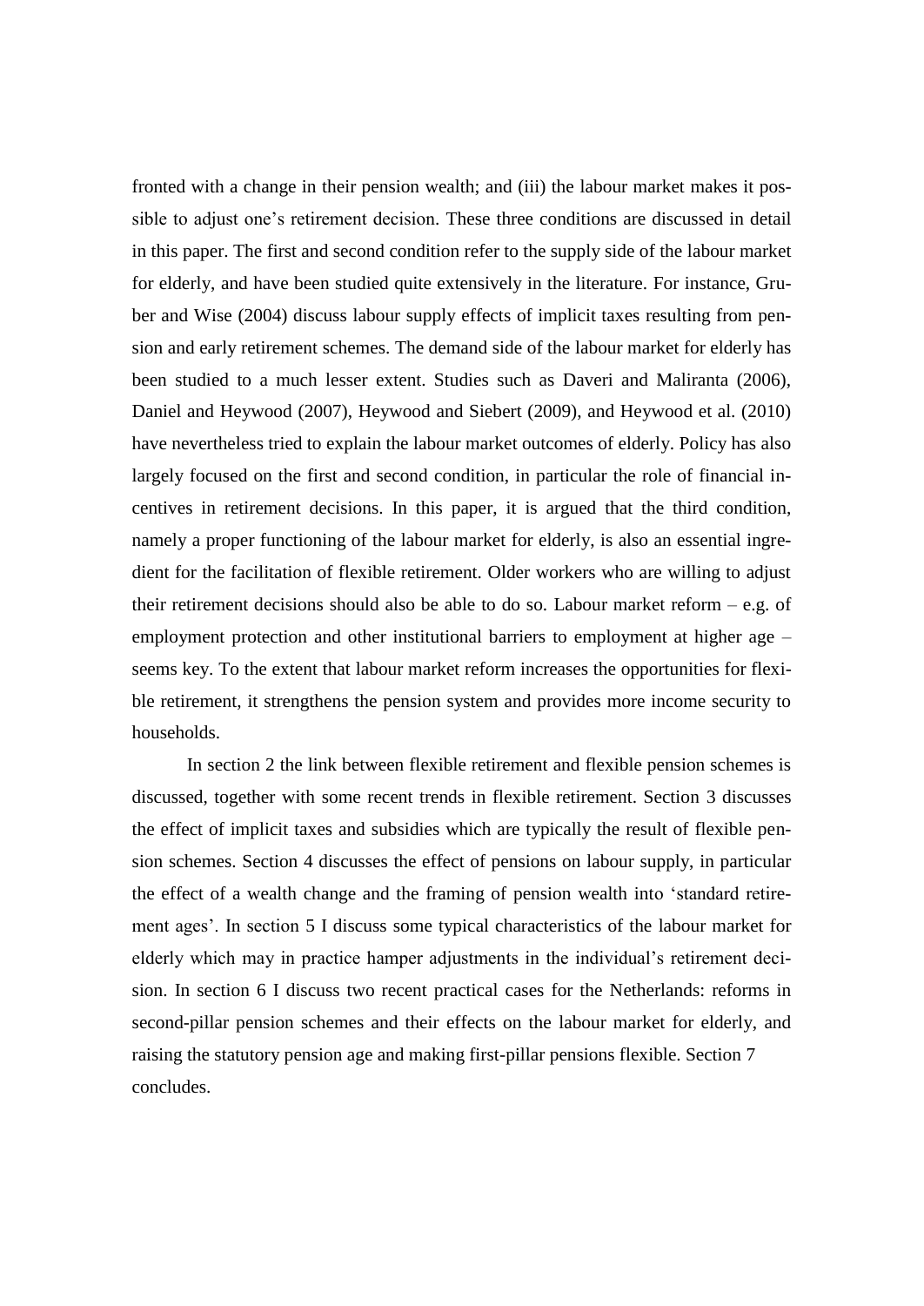fronted with a change in their pension wealth; and (iii) the labour market makes it possible to adjust one's retirement decision. These three conditions are discussed in detail in this paper. The first and second condition refer to the supply side of the labour market for elderly, and have been studied quite extensively in the literature. For instance, Gruber and Wise (2004) discuss labour supply effects of implicit taxes resulting from pension and early retirement schemes. The demand side of the labour market for elderly has been studied to a much lesser extent. Studies such as Daveri and Maliranta (2006), Daniel and Heywood (2007), Heywood and Siebert (2009), and Heywood et al. (2010) have nevertheless tried to explain the labour market outcomes of elderly. Policy has also largely focused on the first and second condition, in particular the role of financial incentives in retirement decisions. In this paper, it is argued that the third condition, namely a proper functioning of the labour market for elderly, is also an essential ingredient for the facilitation of flexible retirement. Older workers who are willing to adjust their retirement decisions should also be able to do so. Labour market reform – e.g. of employment protection and other institutional barriers to employment at higher age – seems key. To the extent that labour market reform increases the opportunities for flexible retirement, it strengthens the pension system and provides more income security to households.

In section 2 the link between flexible retirement and flexible pension schemes is discussed, together with some recent trends in flexible retirement. Section 3 discusses the effect of implicit taxes and subsidies which are typically the result of flexible pension schemes. Section 4 discusses the effect of pensions on labour supply, in particular the effect of a wealth change and the framing of pension wealth into 'standard retirement ages'. In section 5 I discuss some typical characteristics of the labour market for elderly which may in practice hamper adjustments in the individual's retirement decision. In section 6 I discuss two recent practical cases for the Netherlands: reforms in second-pillar pension schemes and their effects on the labour market for elderly, and raising the statutory pension age and making first-pillar pensions flexible. Section 7 concludes.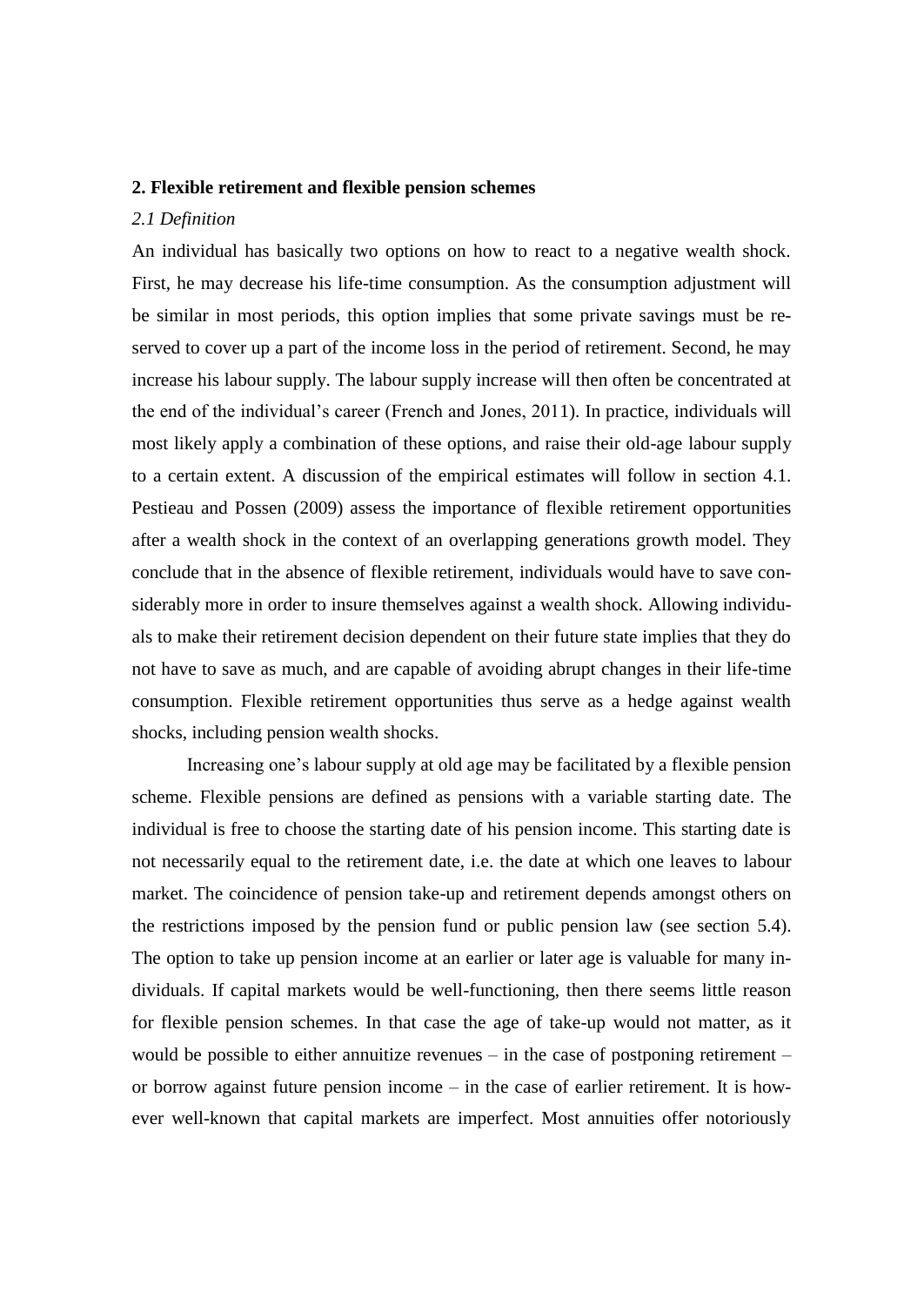## 2. Flexible retirement and flexible pension schemes

### *2.1 Definition*

An individual has basically two options on how to react to a negative wealth shock. First, he may decrease his life-time consumption. As the consumption adjustment will be similar in most periods, this option implies that some private savings must be reserved to cover up a part of the income loss in the period of retirement. Second, he may increase his labour supply. The labour supply increase will then often be concentrated at the end of the individual's career (French and Jones, 2011). In practice, individuals will most likely apply a combination of these options, and raise their old-age labour supply to a certain extent. A discussion of the empirical estimates will follow in section 4.1. Pestieau and Possen (2009) assess the importance of flexible retirement opportunities after a wealth shock in the context of an overlapping generations growth model. They conclude that in the absence of flexible retirement, individuals would have to save considerably more in order to insure themselves against a wealth shock. Allowing individuals to make their retirement decision dependent on their future state implies that they do not have to save as much, and are capable of avoiding abrupt changes in their life-time consumption. Flexible retirement opportunities thus serve as a hedge against wealth shocks, including pension wealth shocks.

Increasing one's labour supply at old age may be facilitated by a flexible pension scheme. Flexible pensions are defined as pensions with a variable starting date. The individual is free to choose the starting date of his pension income. This starting date is not necessarily equal to the retirement date, i.e. the date at which one leaves to labour market. The coincidence of pension take-up and retirement depends amongst others on the restrictions imposed by the pension fund or public pension law (see section 5.4). The option to take up pension income at an earlier or later age is valuable for many individuals. If capital markets would be well-functioning, then there seems little reason for flexible pension schemes. In that case the age of take-up would not matter, as it would be possible to either annuitize revenues – in the case of postponing retirement – or borrow against future pension income – in the case of earlier retirement. It is however well-known that capital markets are imperfect. Most annuities offer notoriously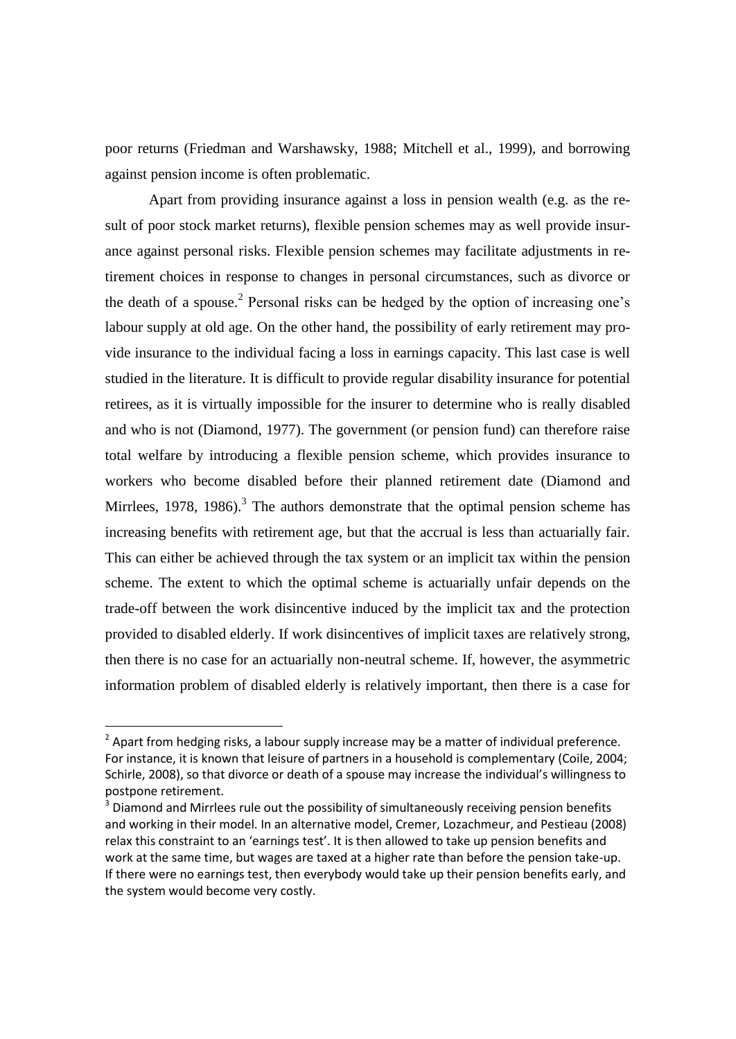poor returns (Friedman and Warshawsky, 1988; Mitchell et al., 1999), and borrowing against pension income is often problematic.

Apart from providing insurance against a loss in pension wealth (e.g. as the result of poor stock market returns), flexible pension schemes may as well provide insurance against personal risks. Flexible pension schemes may facilitate adjustments in retirement choices in response to changes in personal circumstances, such as divorce or the death of a spouse.[2] Personal risks can be hedged by the option of increasing one's labour supply at old age. On the other hand, the possibility of early retirement may provide insurance to the individual facing a loss in earnings capacity. This last case is well studied in the literature. It is difficult to provide regular disability insurance for potential retirees, as it is virtually impossible for the insurer to determine who is really disabled and who is not (Diamond, 1977). The government (or pension fund) can therefore raise total welfare by introducing a flexible pension scheme, which provides insurance to workers who become disabled before their planned retirement date (Diamond and Mirrlees, 1978, 1986).[3] The authors demonstrate that the optimal pension scheme has increasing benefits with retirement age, but that the accrual is less than actuarially fair. This can either be achieved through the tax system or an implicit tax within the pension scheme. The extent to which the optimal scheme is actuarially unfair depends on the trade-off between the work disincentive induced by the implicit tax and the protection provided to disabled elderly. If work disincentives of implicit taxes are relatively strong, then there is no case for an actuarially non-neutral scheme. If, however, the asymmetric information problem of disabled elderly is relatively important, then there is a case for

---

[2] Apart from hedging risks, a labour supply increase may be a matter of individual preference. For instance, it is known that leisure of partners in a household is complementary (Coile, 2004; Schirle, 2008), so that divorce or death of a spouse may increase the individual's willingness to postpone retirement.

[3] Diamond and Mirrlees rule out the possibility of simultaneously receiving pension benefits and working in their model. In an alternative model, Cremer, Lozachmeur, and Pestieau (2008) relax this constraint to an 'earnings test'. It is then allowed to take up pension benefits and work at the same time, but wages are taxed at a higher rate than before the pension take-up. If there were no earnings test, then everybody would take up their pension benefits early, and the system would become very costly.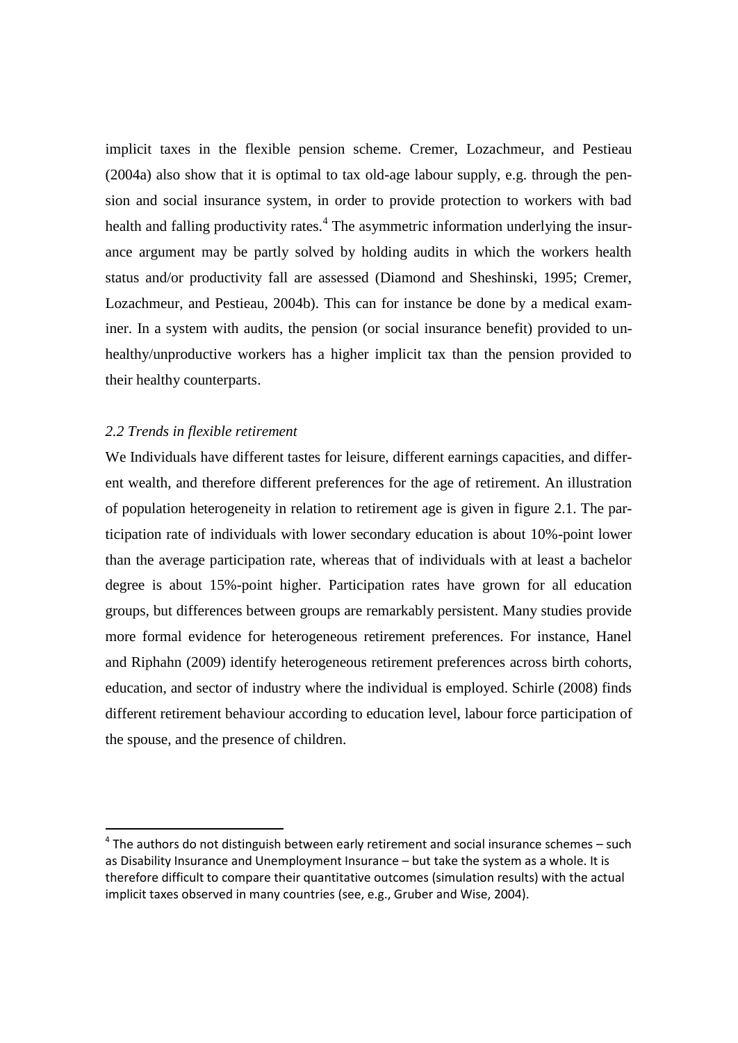implicit taxes in the flexible pension scheme. Cremer, Lozachmeur, and Pestieau (2004a) also show that it is optimal to tax old-age labour supply, e.g. through the pension and social insurance system, in order to provide protection to workers with bad health and falling productivity rates.[4] The asymmetric information underlying the insurance argument may be partly solved by holding audits in which the workers health status and/or productivity fall are assessed (Diamond and Sheshinski, 1995; Cremer, Lozachmeur, and Pestieau, 2004b). This can for instance be done by a medical examiner. In a system with audits, the pension (or social insurance benefit) provided to unhealthy/unproductive workers has a higher implicit tax than the pension provided to their healthy counterparts.

### *2.2 Trends in flexible retirement*

We Individuals have different tastes for leisure, different earnings capacities, and different wealth, and therefore different preferences for the age of retirement. An illustration of population heterogeneity in relation to retirement age is given in figure 2.1. The participation rate of individuals with lower secondary education is about 10%-point lower than the average participation rate, whereas that of individuals with at least a bachelor degree is about 15%-point higher. Participation rates have grown for all education groups, but differences between groups are remarkably persistent. Many studies provide more formal evidence for heterogeneous retirement preferences. For instance, Hanel and Riphahn (2009) identify heterogeneous retirement preferences across birth cohorts, education, and sector of industry where the individual is employed. Schirle (2008) finds different retirement behaviour according to education level, labour force participation of the spouse, and the presence of children.

---

[4] The authors do not distinguish between early retirement and social insurance schemes – such as Disability Insurance and Unemployment Insurance – but take the system as a whole. It is therefore difficult to compare their quantitative outcomes (simulation results) with the actual implicit taxes observed in many countries (see, e.g., Gruber and Wise, 2004).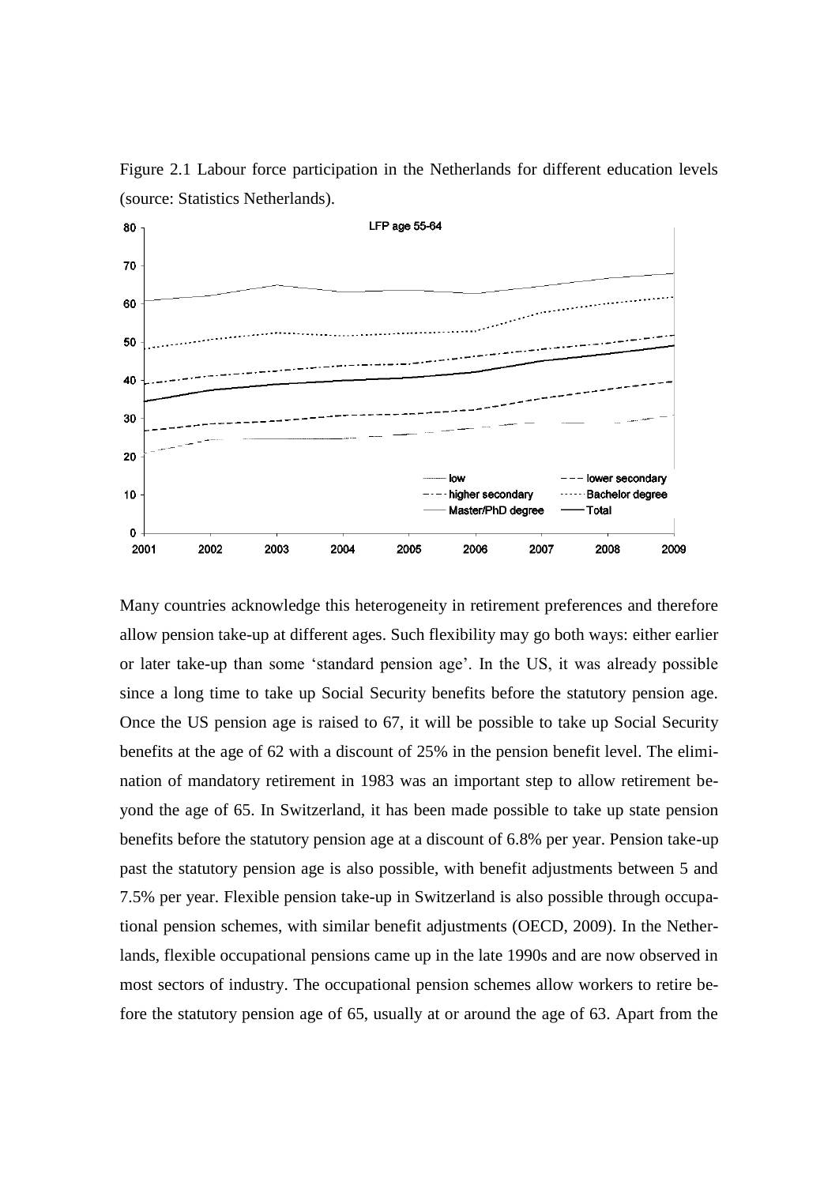Figure 2.1 Labour force participation in the Netherlands for different education levels (source: Statistics Netherlands).

Many countries acknowledge this heterogeneity in retirement preferences and therefore allow pension take-up at different ages. Such flexibility may go both ways: either earlier or later take-up than some 'standard pension age'. In the US, it was already possible since a long time to take up Social Security benefits before the statutory pension age. Once the US pension age is raised to 67, it will be possible to take up Social Security benefits at the age of 62 with a discount of 25% in the pension benefit level. The elimination of mandatory retirement in 1983 was an important step to allow retirement beyond the age of 65. In Switzerland, it has been made possible to take up state pension benefits before the statutory pension age at a discount of 6.8% per year. Pension take-up past the statutory pension age is also possible, with benefit adjustments between 5 and 7.5% per year. Flexible pension take-up in Switzerland is also possible through occupational pension schemes, with similar benefit adjustments (OECD, 2009). In the Netherlands, flexible occupational pensions came up in the late 1990s and are now observed in most sectors of industry. The occupational pension schemes allow workers to retire before the statutory pension age of 65, usually at or around the age of 63. Apart from the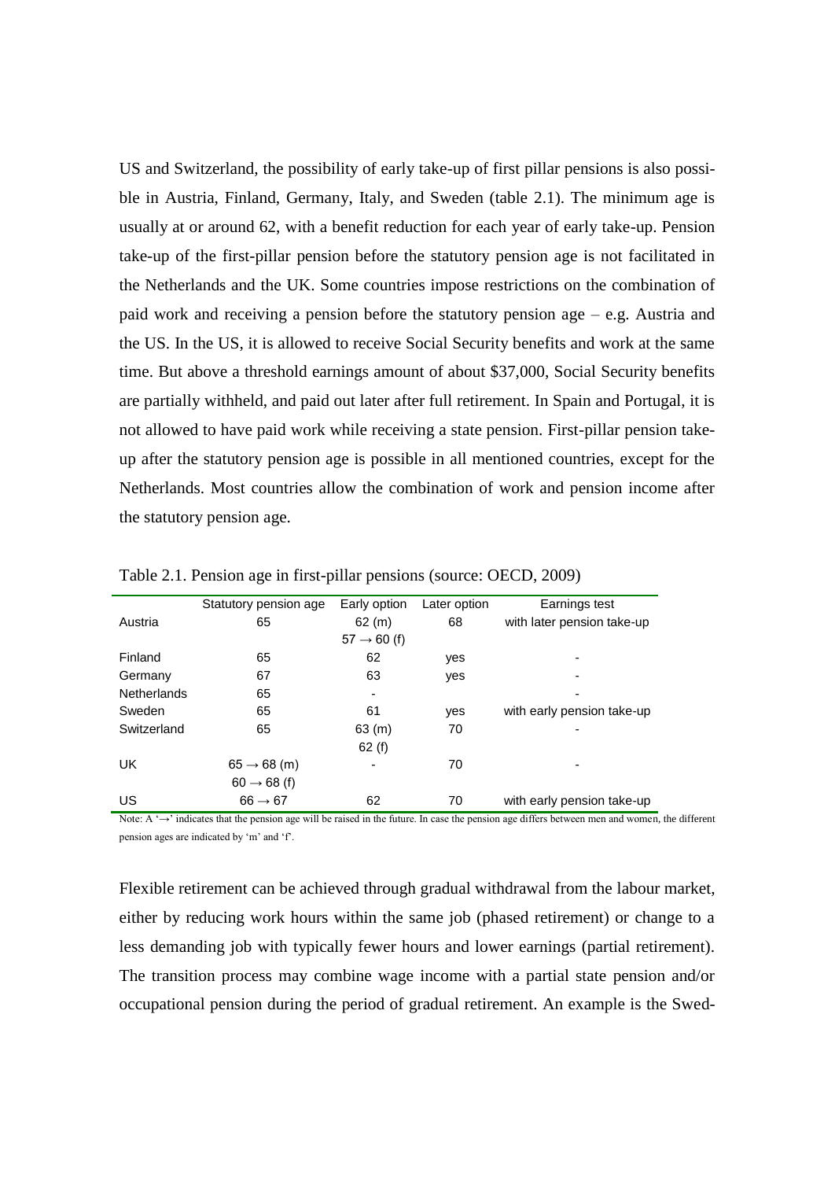US and Switzerland, the possibility of early take-up of first pillar pensions is also possible in Austria, Finland, Germany, Italy, and Sweden (table 2.1). The minimum age is usually at or around 62, with a benefit reduction for each year of early take-up. Pension take-up of the first-pillar pension before the statutory pension age is not facilitated in the Netherlands and the UK. Some countries impose restrictions on the combination of paid work and receiving a pension before the statutory pension age – e.g. Austria and the US. In the US, it is allowed to receive Social Security benefits and work at the same time. But above a threshold earnings amount of about $37,000, Social Security benefits are partially withheld, and paid out later after full retirement. In Spain and Portugal, it is not allowed to have paid work while receiving a state pension. First-pillar pension take-up after the statutory pension age is possible in all mentioned countries, except for the Netherlands. Most countries allow the combination of work and pension income after the statutory pension age.

Table 2.1. Pension age in first-pillar pensions (source: OECD, 2009)

| | Statutory pension age | Early option | Later option | Earnings test |
|---|---|---|---|---|
| Austria | 65 | 62 (m)<br>57 → 60 (f) | 68 | with later pension take-up |
| Finland | 65 | 62 | yes | - |
| Germany | 67 | 63 | yes | - |
| Netherlands | 65 | - | | - |
| Sweden | 65 | 61 | yes | with early pension take-up |
| Switzerland | 65 | 63 (m)<br>62 (f) | 70 | - |
| UK | 65 → 68 (m)<br>60 → 68 (f) | - | 70 | - |
| US | 66 → 67 | 62 | 70 | with early pension take-up |

Note: A '→' indicates that the pension age will be raised in the future. In case the pension age differs between men and women, the different pension ages are indicated by 'm' and 'f'.

Flexible retirement can be achieved through gradual withdrawal from the labour market, either by reducing work hours within the same job (phased retirement) or change to a less demanding job with typically fewer hours and lower earnings (partial retirement). The transition process may combine wage income with a partial state pension and/or occupational pension during the period of gradual retirement. An example is the Swed-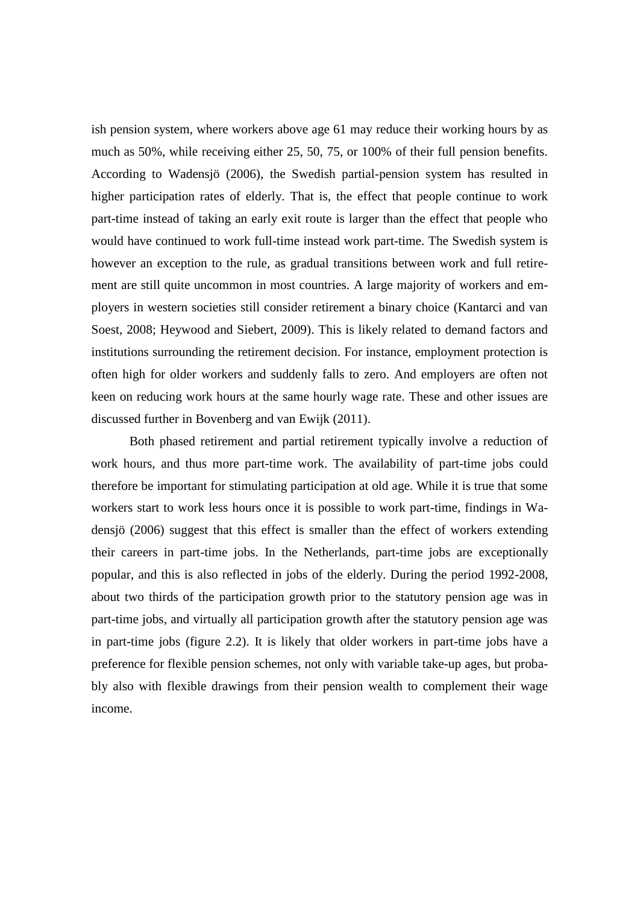ish pension system, where workers above age 61 may reduce their working hours by as much as 50%, while receiving either 25, 50, 75, or 100% of their full pension benefits. According to Wadensjö (2006), the Swedish partial-pension system has resulted in higher participation rates of elderly. That is, the effect that people continue to work part-time instead of taking an early exit route is larger than the effect that people who would have continued to work full-time instead work part-time. The Swedish system is however an exception to the rule, as gradual transitions between work and full retirement are still quite uncommon in most countries. A large majority of workers and employers in western societies still consider retirement a binary choice (Kantarci and van Soest, 2008; Heywood and Siebert, 2009). This is likely related to demand factors and institutions surrounding the retirement decision. For instance, employment protection is often high for older workers and suddenly falls to zero. And employers are often not keen on reducing work hours at the same hourly wage rate. These and other issues are discussed further in Bovenberg and van Ewijk (2011).

Both phased retirement and partial retirement typically involve a reduction of work hours, and thus more part-time work. The availability of part-time jobs could therefore be important for stimulating participation at old age. While it is true that some workers start to work less hours once it is possible to work part-time, findings in Wadensjö (2006) suggest that this effect is smaller than the effect of workers extending their careers in part-time jobs. In the Netherlands, part-time jobs are exceptionally popular, and this is also reflected in jobs of the elderly. During the period 1992-2008, about two thirds of the participation growth prior to the statutory pension age was in part-time jobs, and virtually all participation growth after the statutory pension age was in part-time jobs (figure 2.2). It is likely that older workers in part-time jobs have a preference for flexible pension schemes, not only with variable take-up ages, but probably also with flexible drawings from their pension wealth to complement their wage income.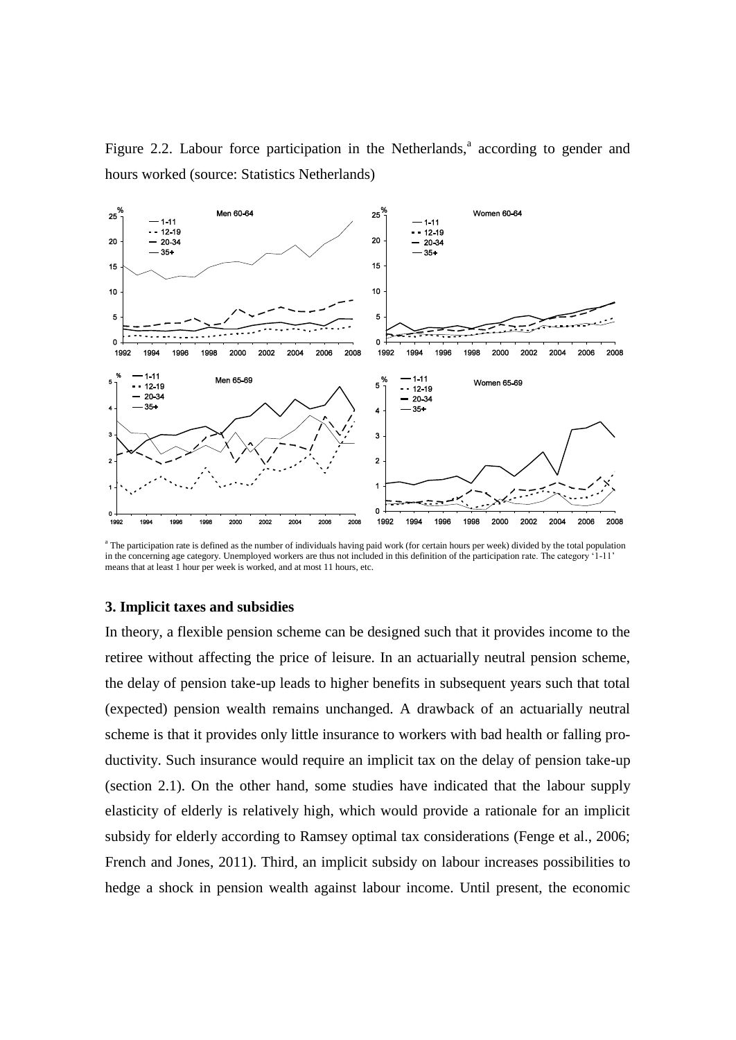Figure 2.2. Labour force participation in the Netherlands,[a] according to gender and hours worked (source: Statistics Netherlands)

[a] The participation rate is defined as the number of individuals having paid work (for certain hours per week) divided by the total population in the concerning age category. Unemployed workers are thus not included in this definition of the participation rate. The category '1-11' means that at least 1 hour per week is worked, and at most 11 hours, etc.

### 3. Implicit taxes and subsidies

In theory, a flexible pension scheme can be designed such that it provides income to the retiree without affecting the price of leisure. In an actuarially neutral pension scheme, the delay of pension take-up leads to higher benefits in subsequent years such that total (expected) pension wealth remains unchanged. A drawback of an actuarially neutral scheme is that it provides only little insurance to workers with bad health or falling productivity. Such insurance would require an implicit tax on the delay of pension take-up (section 2.1). On the other hand, some studies have indicated that the labour supply elasticity of elderly is relatively high, which would provide a rationale for an implicit subsidy for elderly according to Ramsey optimal tax considerations (Fenge et al., 2006; French and Jones, 2011). Third, an implicit subsidy on labour increases possibilities to hedge a shock in pension wealth against labour income. Until present, the economic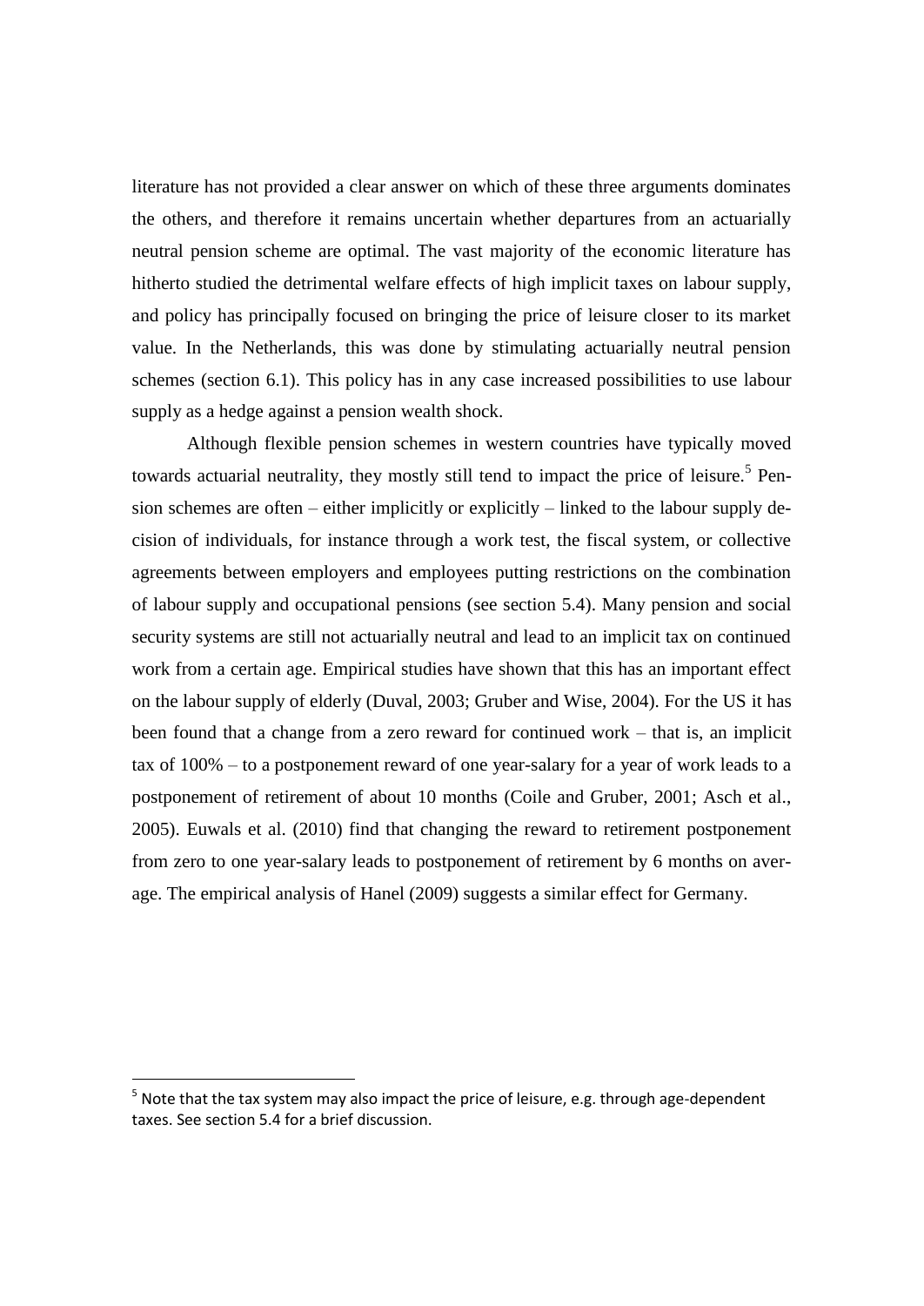literature has not provided a clear answer on which of these three arguments dominates the others, and therefore it remains uncertain whether departures from an actuarially neutral pension scheme are optimal. The vast majority of the economic literature has hitherto studied the detrimental welfare effects of high implicit taxes on labour supply, and policy has principally focused on bringing the price of leisure closer to its market value. In the Netherlands, this was done by stimulating actuarially neutral pension schemes (section 6.1). This policy has in any case increased possibilities to use labour supply as a hedge against a pension wealth shock.

Although flexible pension schemes in western countries have typically moved towards actuarial neutrality, they mostly still tend to impact the price of leisure.[5] Pension schemes are often – either implicitly or explicitly – linked to the labour supply decision of individuals, for instance through a work test, the fiscal system, or collective agreements between employers and employees putting restrictions on the combination of labour supply and occupational pensions (see section 5.4). Many pension and social security systems are still not actuarially neutral and lead to an implicit tax on continued work from a certain age. Empirical studies have shown that this has an important effect on the labour supply of elderly (Duval, 2003; Gruber and Wise, 2004). For the US it has been found that a change from a zero reward for continued work – that is, an implicit tax of 100% – to a postponement reward of one year-salary for a year of work leads to a postponement of retirement of about 10 months (Coile and Gruber, 2001; Asch et al., 2005). Euwals et al. (2010) find that changing the reward to retirement postponement from zero to one year-salary leads to postponement of retirement by 6 months on average. The empirical analysis of Hanel (2009) suggests a similar effect for Germany.

[5] Note that the tax system may also impact the price of leisure, e.g. through age-dependent taxes. See section 5.4 for a brief discussion.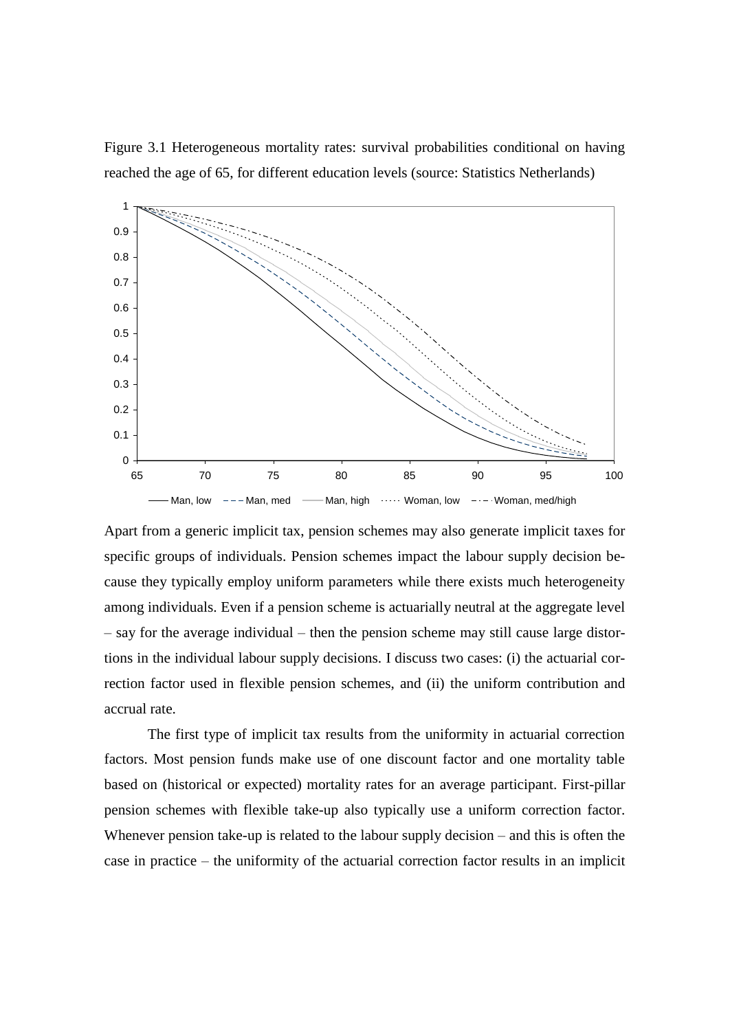Figure 3.1 Heterogeneous mortality rates: survival probabilities conditional on having reached the age of 65, for different education levels (source: Statistics Netherlands)

Apart from a generic implicit tax, pension schemes may also generate implicit taxes for specific groups of individuals. Pension schemes impact the labour supply decision because they typically employ uniform parameters while there exists much heterogeneity among individuals. Even if a pension scheme is actuarially neutral at the aggregate level – say for the average individual – then the pension scheme may still cause large distortions in the individual labour supply decisions. I discuss two cases: (i) the actuarial correction factor used in flexible pension schemes, and (ii) the uniform contribution and accrual rate.

The first type of implicit tax results from the uniformity in actuarial correction factors. Most pension funds make use of one discount factor and one mortality table based on (historical or expected) mortality rates for an average participant. First-pillar pension schemes with flexible take-up also typically use a uniform correction factor. Whenever pension take-up is related to the labour supply decision – and this is often the case in practice – the uniformity of the actuarial correction factor results in an implicit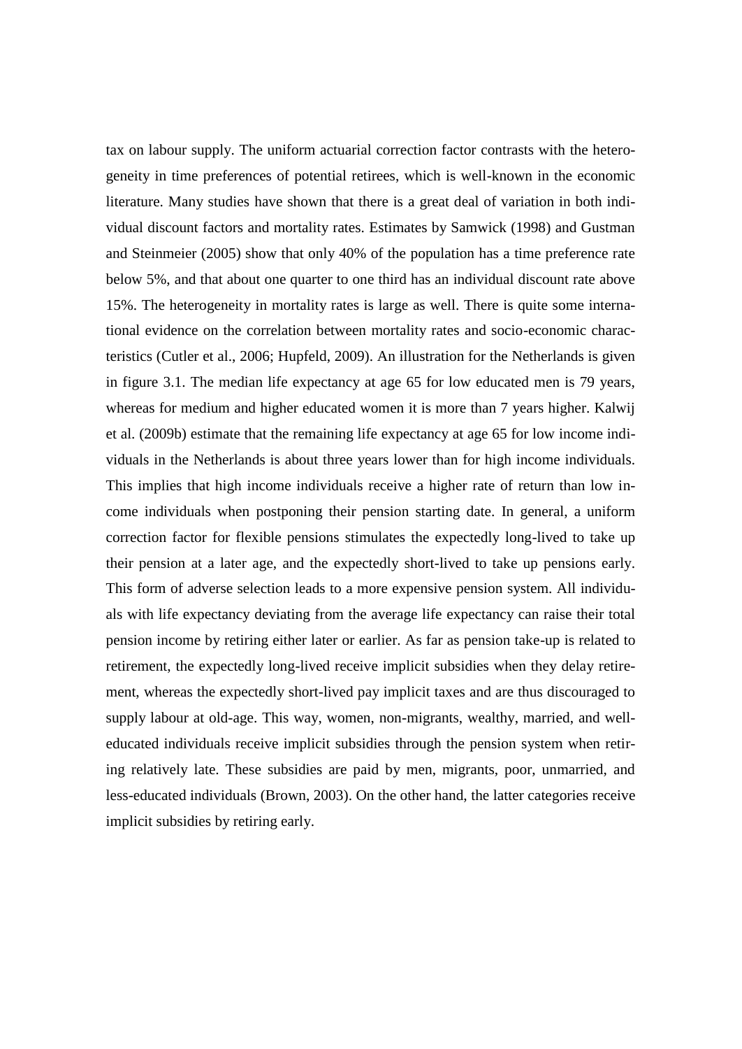tax on labour supply. The uniform actuarial correction factor contrasts with the heterogeneity in time preferences of potential retirees, which is well-known in the economic literature. Many studies have shown that there is a great deal of variation in both individual discount factors and mortality rates. Estimates by Samwick (1998) and Gustman and Steinmeier (2005) show that only 40% of the population has a time preference rate below 5%, and that about one quarter to one third has an individual discount rate above 15%. The heterogeneity in mortality rates is large as well. There is quite some international evidence on the correlation between mortality rates and socio-economic characteristics (Cutler et al., 2006; Hupfeld, 2009). An illustration for the Netherlands is given in figure 3.1. The median life expectancy at age 65 for low educated men is 79 years, whereas for medium and higher educated women it is more than 7 years higher. Kalwij et al. (2009b) estimate that the remaining life expectancy at age 65 for low income individuals in the Netherlands is about three years lower than for high income individuals. This implies that high income individuals receive a higher rate of return than low income individuals when postponing their pension starting date. In general, a uniform correction factor for flexible pensions stimulates the expectedly long-lived to take up their pension at a later age, and the expectedly short-lived to take up pensions early. This form of adverse selection leads to a more expensive pension system. All individuals with life expectancy deviating from the average life expectancy can raise their total pension income by retiring either later or earlier. As far as pension take-up is related to retirement, the expectedly long-lived receive implicit subsidies when they delay retirement, whereas the expectedly short-lived pay implicit taxes and are thus discouraged to supply labour at old-age. This way, women, non-migrants, wealthy, married, and well-educated individuals receive implicit subsidies through the pension system when retiring relatively late. These subsidies are paid by men, migrants, poor, unmarried, and less-educated individuals (Brown, 2003). On the other hand, the latter categories receive implicit subsidies by retiring early.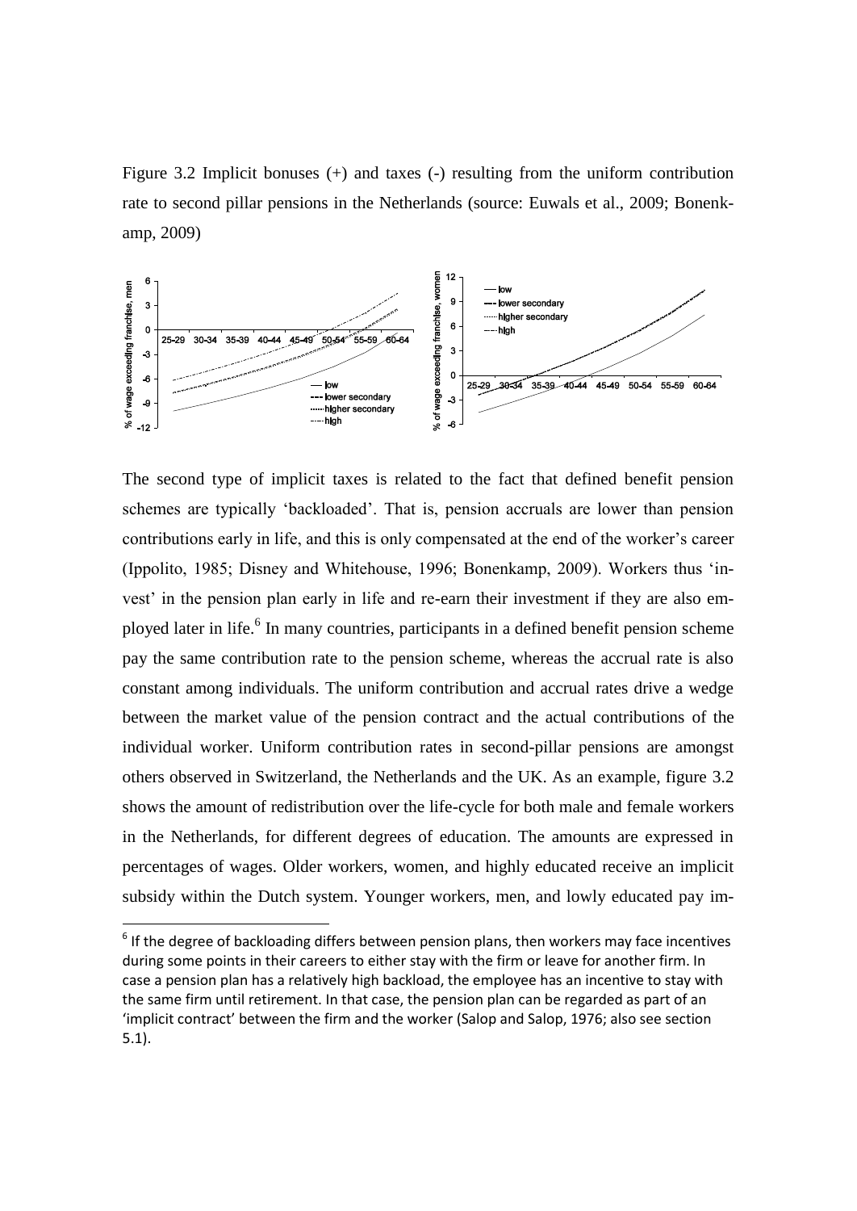Figure 3.2 Implicit bonuses (+) and taxes (-) resulting from the uniform contribution rate to second pillar pensions in the Netherlands (source: Euwals et al., 2009; Bonenkamp, 2009)

The second type of implicit taxes is related to the fact that defined benefit pension schemes are typically 'backloaded'. That is, pension accruals are lower than pension contributions early in life, and this is only compensated at the end of the worker's career (Ippolito, 1985; Disney and Whitehouse, 1996; Bonenkamp, 2009). Workers thus 'invest' in the pension plan early in life and re-earn their investment if they are also employed later in life.[6] In many countries, participants in a defined benefit pension scheme pay the same contribution rate to the pension scheme, whereas the accrual rate is also constant among individuals. The uniform contribution and accrual rates drive a wedge between the market value of the pension contract and the actual contributions of the individual worker. Uniform contribution rates in second-pillar pensions are amongst others observed in Switzerland, the Netherlands and the UK. As an example, figure 3.2 shows the amount of redistribution over the life-cycle for both male and female workers in the Netherlands, for different degrees of education. The amounts are expressed in percentages of wages. Older workers, women, and highly educated receive an implicit subsidy within the Dutch system. Younger workers, men, and lowly educated pay im-

[6] If the degree of backloading differs between pension plans, then workers may face incentives during some points in their careers to either stay with the firm or leave for another firm. In case a pension plan has a relatively high backload, the employee has an incentive to stay with the same firm until retirement. In that case, the pension plan can be regarded as part of an 'implicit contract' between the firm and the worker (Salop and Salop, 1976; also see section 5.1).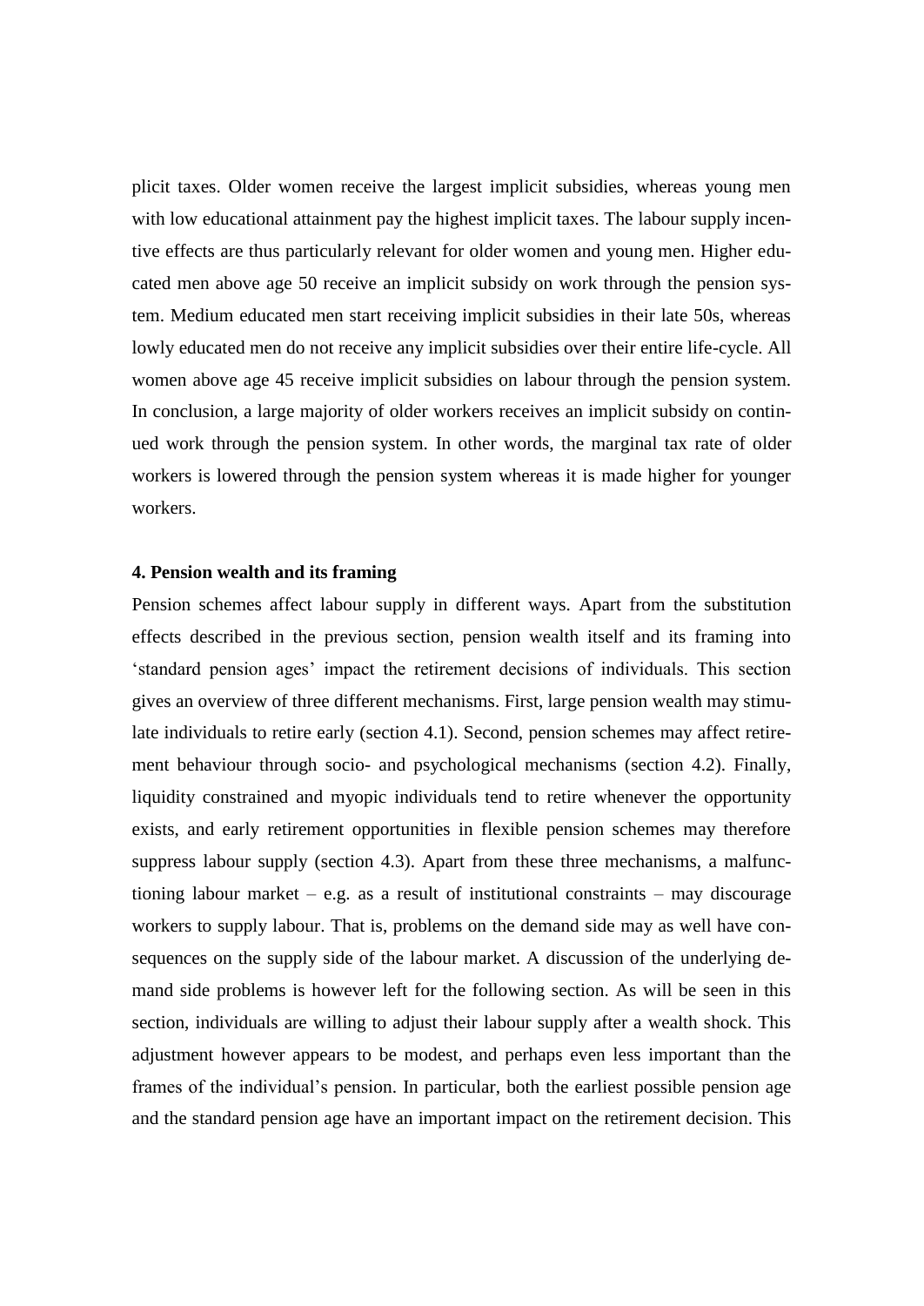plicit taxes. Older women receive the largest implicit subsidies, whereas young men with low educational attainment pay the highest implicit taxes. The labour supply incentive effects are thus particularly relevant for older women and young men. Higher educated men above age 50 receive an implicit subsidy on work through the pension system. Medium educated men start receiving implicit subsidies in their late 50s, whereas lowly educated men do not receive any implicit subsidies over their entire life-cycle. All women above age 45 receive implicit subsidies on labour through the pension system. In conclusion, a large majority of older workers receives an implicit subsidy on continued work through the pension system. In other words, the marginal tax rate of older workers is lowered through the pension system whereas it is made higher for younger workers.

## 4. Pension wealth and its framing

Pension schemes affect labour supply in different ways. Apart from the substitution effects described in the previous section, pension wealth itself and its framing into 'standard pension ages' impact the retirement decisions of individuals. This section gives an overview of three different mechanisms. First, large pension wealth may stimulate individuals to retire early (section 4.1). Second, pension schemes may affect retirement behaviour through socio- and psychological mechanisms (section 4.2). Finally, liquidity constrained and myopic individuals tend to retire whenever the opportunity exists, and early retirement opportunities in flexible pension schemes may therefore suppress labour supply (section 4.3). Apart from these three mechanisms, a malfunctioning labour market – e.g. as a result of institutional constraints – may discourage workers to supply labour. That is, problems on the demand side may as well have consequences on the supply side of the labour market. A discussion of the underlying demand side problems is however left for the following section. As will be seen in this section, individuals are willing to adjust their labour supply after a wealth shock. This adjustment however appears to be modest, and perhaps even less important than the frames of the individual's pension. In particular, both the earliest possible pension age and the standard pension age have an important impact on the retirement decision. This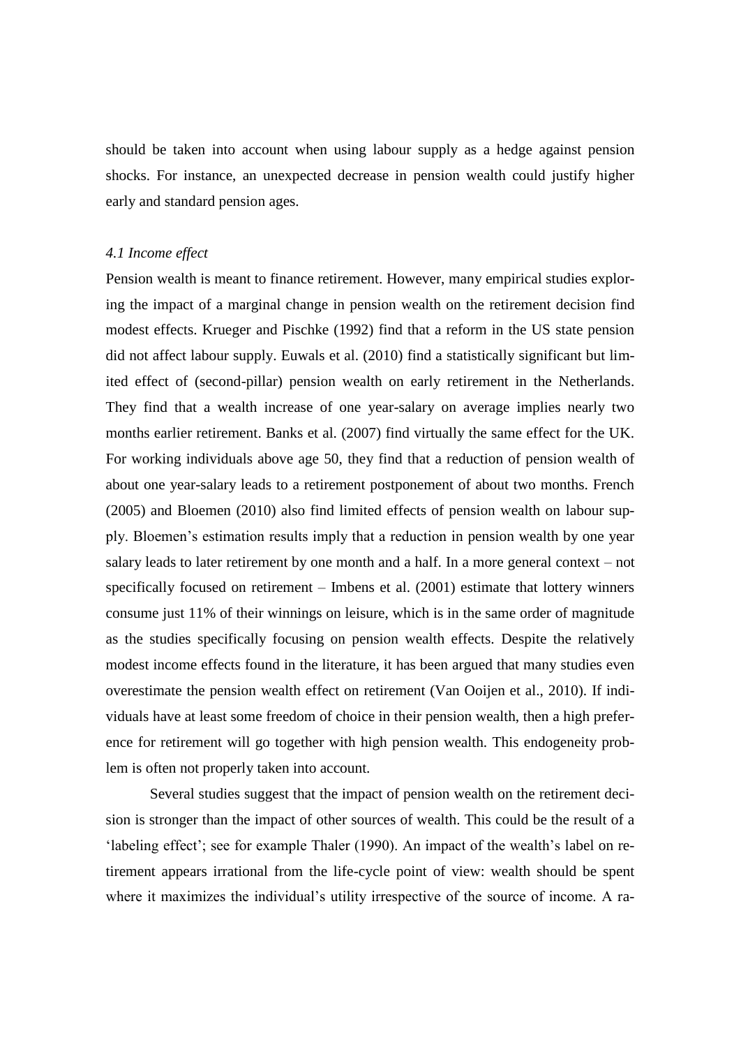should be taken into account when using labour supply as a hedge against pension shocks. For instance, an unexpected decrease in pension wealth could justify higher early and standard pension ages.

### *4.1 Income effect*

Pension wealth is meant to finance retirement. However, many empirical studies exploring the impact of a marginal change in pension wealth on the retirement decision find modest effects. Krueger and Pischke (1992) find that a reform in the US state pension did not affect labour supply. Euwals et al. (2010) find a statistically significant but limited effect of (second-pillar) pension wealth on early retirement in the Netherlands. They find that a wealth increase of one year-salary on average implies nearly two months earlier retirement. Banks et al. (2007) find virtually the same effect for the UK. For working individuals above age 50, they find that a reduction of pension wealth of about one year-salary leads to a retirement postponement of about two months. French (2005) and Bloemen (2010) also find limited effects of pension wealth on labour supply. Bloemen's estimation results imply that a reduction in pension wealth by one year salary leads to later retirement by one month and a half. In a more general context – not specifically focused on retirement – Imbens et al. (2001) estimate that lottery winners consume just 11% of their winnings on leisure, which is in the same order of magnitude as the studies specifically focusing on pension wealth effects. Despite the relatively modest income effects found in the literature, it has been argued that many studies even overestimate the pension wealth effect on retirement (Van Ooijen et al., 2010). If individuals have at least some freedom of choice in their pension wealth, then a high preference for retirement will go together with high pension wealth. This endogeneity problem is often not properly taken into account.

Several studies suggest that the impact of pension wealth on the retirement decision is stronger than the impact of other sources of wealth. This could be the result of a 'labeling effect'; see for example Thaler (1990). An impact of the wealth's label on retirement appears irrational from the life-cycle point of view: wealth should be spent where it maximizes the individual's utility irrespective of the source of income. A ra-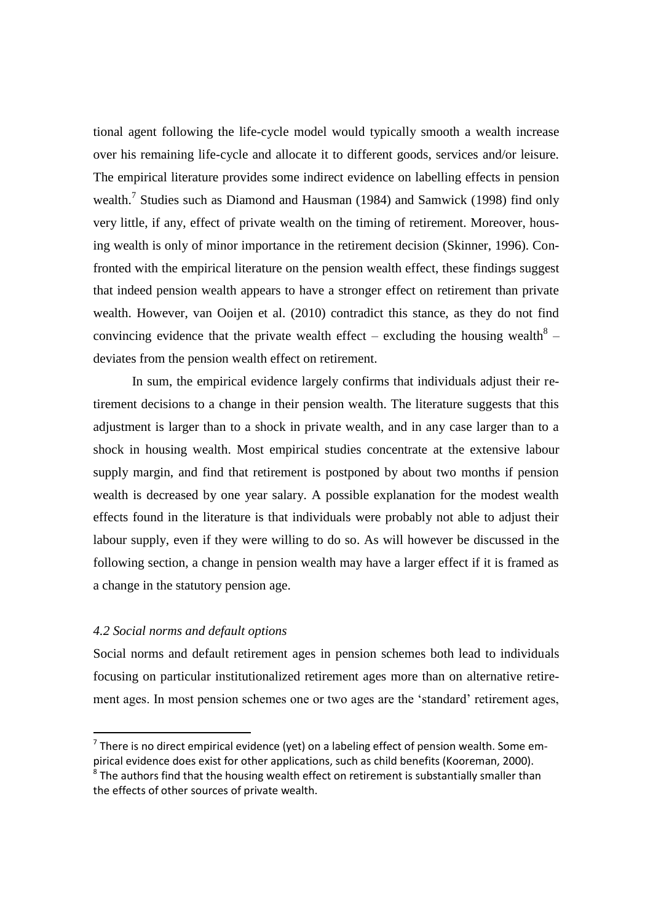tional agent following the life-cycle model would typically smooth a wealth increase over his remaining life-cycle and allocate it to different goods, services and/or leisure. The empirical literature provides some indirect evidence on labelling effects in pension wealth.[7] Studies such as Diamond and Hausman (1984) and Samwick (1998) find only very little, if any, effect of private wealth on the timing of retirement. Moreover, housing wealth is only of minor importance in the retirement decision (Skinner, 1996). Confronted with the empirical literature on the pension wealth effect, these findings suggest that indeed pension wealth appears to have a stronger effect on retirement than private wealth. However, van Ooijen et al. (2010) contradict this stance, as they do not find convincing evidence that the private wealth effect – excluding the housing wealth[8] – deviates from the pension wealth effect on retirement.

In sum, the empirical evidence largely confirms that individuals adjust their retirement decisions to a change in their pension wealth. The literature suggests that this adjustment is larger than to a shock in private wealth, and in any case larger than to a shock in housing wealth. Most empirical studies concentrate at the extensive labour supply margin, and find that retirement is postponed by about two months if pension wealth is decreased by one year salary. A possible explanation for the modest wealth effects found in the literature is that individuals were probably not able to adjust their labour supply, even if they were willing to do so. As will however be discussed in the following section, a change in pension wealth may have a larger effect if it is framed as a change in the statutory pension age.

### *4.2 Social norms and default options*

Social norms and default retirement ages in pension schemes both lead to individuals focusing on particular institutionalized retirement ages more than on alternative retirement ages. In most pension schemes one or two ages are the 'standard' retirement ages,

---

[7] There is no direct empirical evidence (yet) on a labeling effect of pension wealth. Some empirical evidence does exist for other applications, such as child benefits (Kooreman, 2000).

[8] The authors find that the housing wealth effect on retirement is substantially smaller than the effects of other sources of private wealth.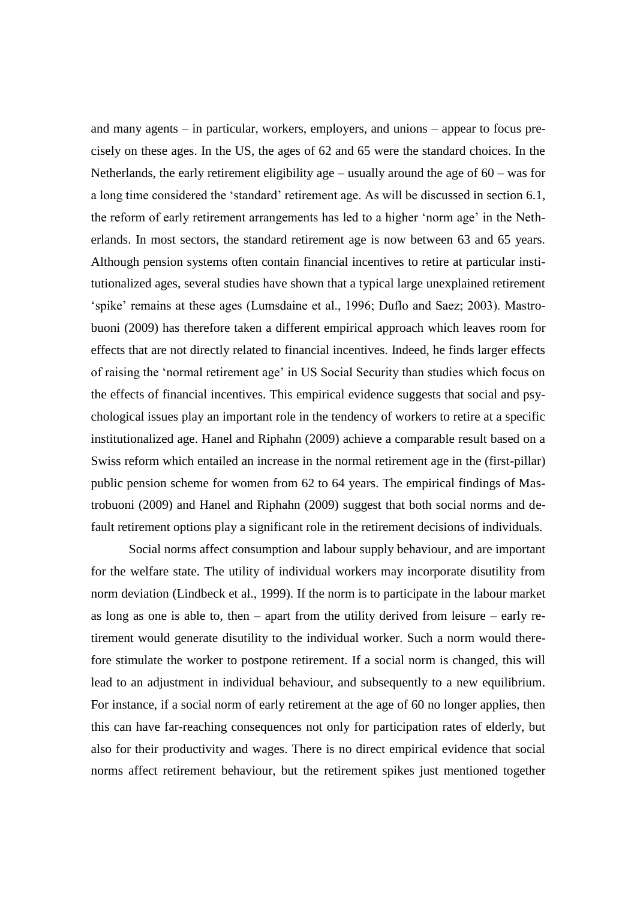and many agents – in particular, workers, employers, and unions – appear to focus precisely on these ages. In the US, the ages of 62 and 65 were the standard choices. In the Netherlands, the early retirement eligibility age – usually around the age of 60 – was for a long time considered the 'standard' retirement age. As will be discussed in section 6.1, the reform of early retirement arrangements has led to a higher 'norm age' in the Netherlands. In most sectors, the standard retirement age is now between 63 and 65 years. Although pension systems often contain financial incentives to retire at particular institutionalized ages, several studies have shown that a typical large unexplained retirement 'spike' remains at these ages (Lumsdaine et al., 1996; Duflo and Saez; 2003). Mastrobuoni (2009) has therefore taken a different empirical approach which leaves room for effects that are not directly related to financial incentives. Indeed, he finds larger effects of raising the 'normal retirement age' in US Social Security than studies which focus on the effects of financial incentives. This empirical evidence suggests that social and psychological issues play an important role in the tendency of workers to retire at a specific institutionalized age. Hanel and Riphahn (2009) achieve a comparable result based on a Swiss reform which entailed an increase in the normal retirement age in the (first-pillar) public pension scheme for women from 62 to 64 years. The empirical findings of Mastrobuoni (2009) and Hanel and Riphahn (2009) suggest that both social norms and default retirement options play a significant role in the retirement decisions of individuals.

Social norms affect consumption and labour supply behaviour, and are important for the welfare state. The utility of individual workers may incorporate disutility from norm deviation (Lindbeck et al., 1999). If the norm is to participate in the labour market as long as one is able to, then – apart from the utility derived from leisure – early retirement would generate disutility to the individual worker. Such a norm would therefore stimulate the worker to postpone retirement. If a social norm is changed, this will lead to an adjustment in individual behaviour, and subsequently to a new equilibrium. For instance, if a social norm of early retirement at the age of 60 no longer applies, then this can have far-reaching consequences not only for participation rates of elderly, but also for their productivity and wages. There is no direct empirical evidence that social norms affect retirement behaviour, but the retirement spikes just mentioned together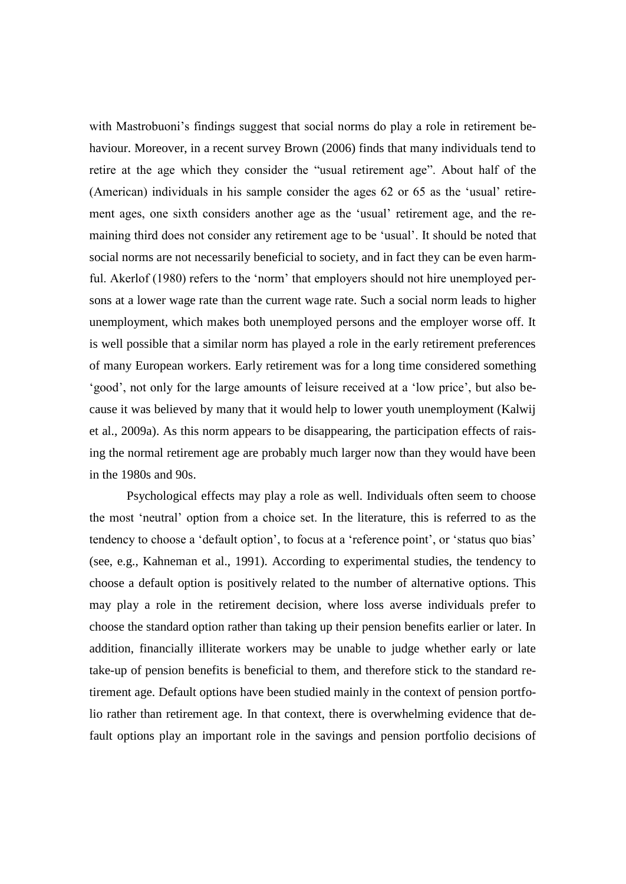with Mastrobuoni's findings suggest that social norms do play a role in retirement behaviour. Moreover, in a recent survey Brown (2006) finds that many individuals tend to retire at the age which they consider the "usual retirement age". About half of the (American) individuals in his sample consider the ages 62 or 65 as the 'usual' retirement ages, one sixth considers another age as the 'usual' retirement age, and the remaining third does not consider any retirement age to be 'usual'. It should be noted that social norms are not necessarily beneficial to society, and in fact they can be even harmful. Akerlof (1980) refers to the 'norm' that employers should not hire unemployed persons at a lower wage rate than the current wage rate. Such a social norm leads to higher unemployment, which makes both unemployed persons and the employer worse off. It is well possible that a similar norm has played a role in the early retirement preferences of many European workers. Early retirement was for a long time considered something 'good', not only for the large amounts of leisure received at a 'low price', but also because it was believed by many that it would help to lower youth unemployment (Kalwij et al., 2009a). As this norm appears to be disappearing, the participation effects of raising the normal retirement age are probably much larger now than they would have been in the 1980s and 90s.

Psychological effects may play a role as well. Individuals often seem to choose the most 'neutral' option from a choice set. In the literature, this is referred to as the tendency to choose a 'default option', to focus at a 'reference point', or 'status quo bias' (see, e.g., Kahneman et al., 1991). According to experimental studies, the tendency to choose a default option is positively related to the number of alternative options. This may play a role in the retirement decision, where loss averse individuals prefer to choose the standard option rather than taking up their pension benefits earlier or later. In addition, financially illiterate workers may be unable to judge whether early or late take-up of pension benefits is beneficial to them, and therefore stick to the standard retirement age. Default options have been studied mainly in the context of pension portfolio rather than retirement age. In that context, there is overwhelming evidence that default options play an important role in the savings and pension portfolio decisions of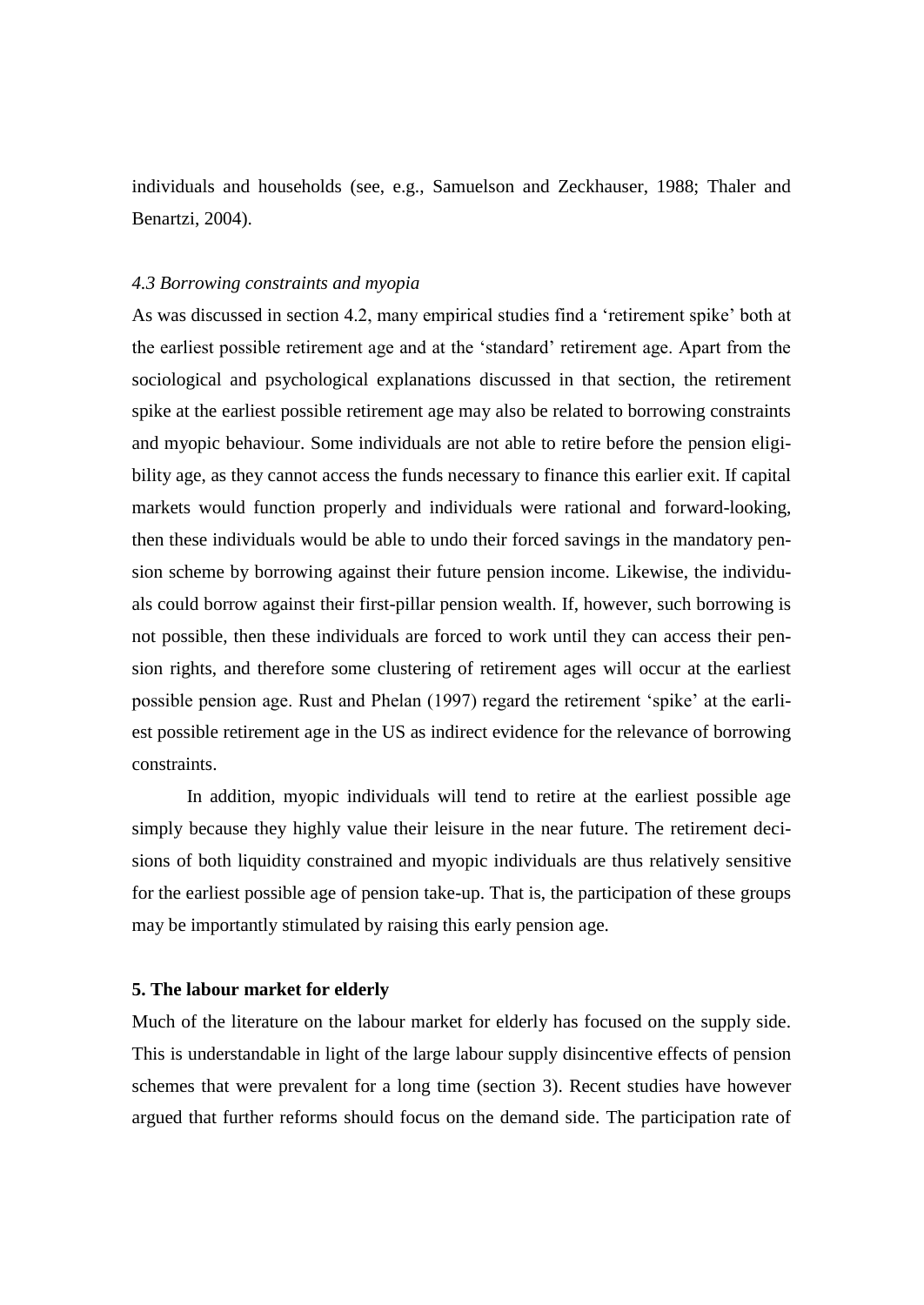individuals and households (see, e.g., Samuelson and Zeckhauser, 1988; Thaler and Benartzi, 2004).

### *4.3 Borrowing constraints and myopia*

As was discussed in section 4.2, many empirical studies find a 'retirement spike' both at the earliest possible retirement age and at the 'standard' retirement age. Apart from the sociological and psychological explanations discussed in that section, the retirement spike at the earliest possible retirement age may also be related to borrowing constraints and myopic behaviour. Some individuals are not able to retire before the pension eligibility age, as they cannot access the funds necessary to finance this earlier exit. If capital markets would function properly and individuals were rational and forward-looking, then these individuals would be able to undo their forced savings in the mandatory pension scheme by borrowing against their future pension income. Likewise, the individuals could borrow against their first-pillar pension wealth. If, however, such borrowing is not possible, then these individuals are forced to work until they can access their pension rights, and therefore some clustering of retirement ages will occur at the earliest possible pension age. Rust and Phelan (1997) regard the retirement 'spike' at the earliest possible retirement age in the US as indirect evidence for the relevance of borrowing constraints.

In addition, myopic individuals will tend to retire at the earliest possible age simply because they highly value their leisure in the near future. The retirement decisions of both liquidity constrained and myopic individuals are thus relatively sensitive for the earliest possible age of pension take-up. That is, the participation of these groups may be importantly stimulated by raising this early pension age.

## **5. The labour market for elderly**

Much of the literature on the labour market for elderly has focused on the supply side. This is understandable in light of the large labour supply disincentive effects of pension schemes that were prevalent for a long time (section 3). Recent studies have however argued that further reforms should focus on the demand side. The participation rate of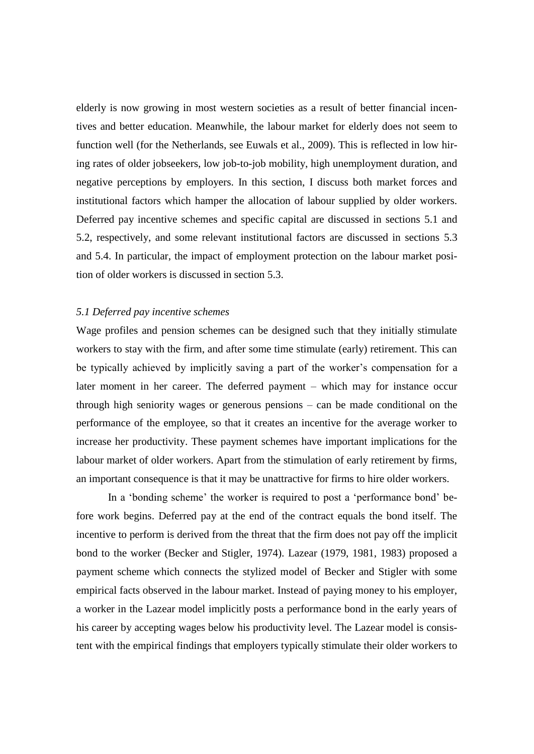elderly is now growing in most western societies as a result of better financial incentives and better education. Meanwhile, the labour market for elderly does not seem to function well (for the Netherlands, see Euwals et al., 2009). This is reflected in low hiring rates of older jobseekers, low job-to-job mobility, high unemployment duration, and negative perceptions by employers. In this section, I discuss both market forces and institutional factors which hamper the allocation of labour supplied by older workers. Deferred pay incentive schemes and specific capital are discussed in sections 5.1 and 5.2, respectively, and some relevant institutional factors are discussed in sections 5.3 and 5.4. In particular, the impact of employment protection on the labour market position of older workers is discussed in section 5.3.

### *5.1 Deferred pay incentive schemes*

Wage profiles and pension schemes can be designed such that they initially stimulate workers to stay with the firm, and after some time stimulate (early) retirement. This can be typically achieved by implicitly saving a part of the worker's compensation for a later moment in her career. The deferred payment – which may for instance occur through high seniority wages or generous pensions – can be made conditional on the performance of the employee, so that it creates an incentive for the average worker to increase her productivity. These payment schemes have important implications for the labour market of older workers. Apart from the stimulation of early retirement by firms, an important consequence is that it may be unattractive for firms to hire older workers.

In a 'bonding scheme' the worker is required to post a 'performance bond' before work begins. Deferred pay at the end of the contract equals the bond itself. The incentive to perform is derived from the threat that the firm does not pay off the implicit bond to the worker (Becker and Stigler, 1974). Lazear (1979, 1981, 1983) proposed a payment scheme which connects the stylized model of Becker and Stigler with some empirical facts observed in the labour market. Instead of paying money to his employer, a worker in the Lazear model implicitly posts a performance bond in the early years of his career by accepting wages below his productivity level. The Lazear model is consistent with the empirical findings that employers typically stimulate their older workers to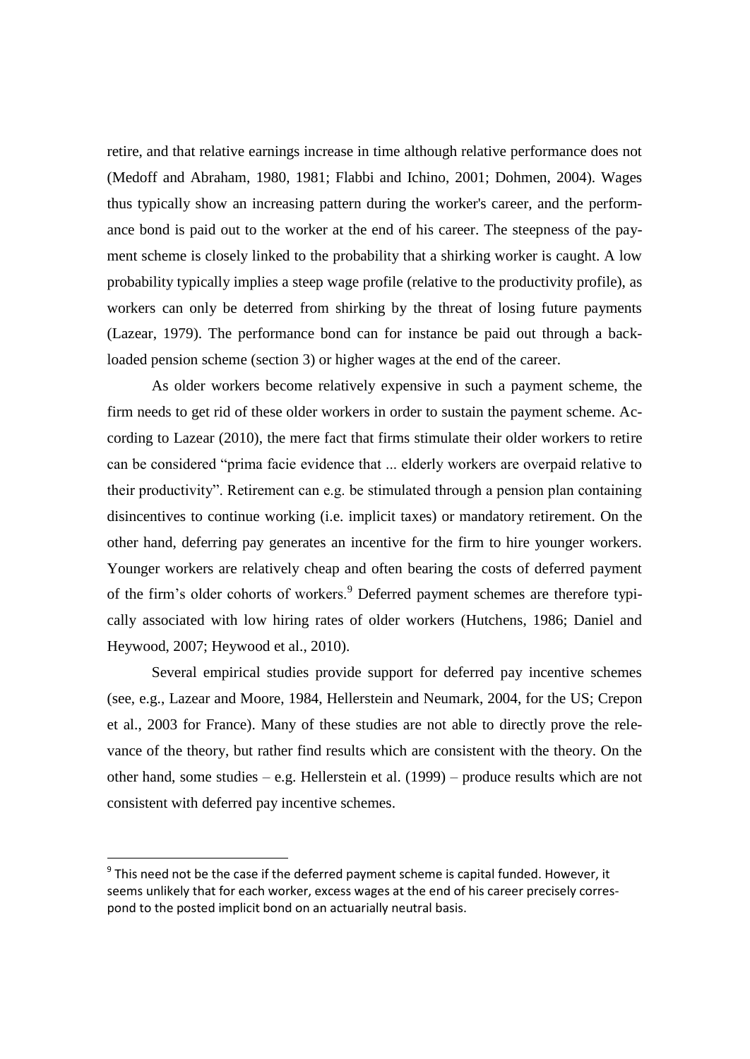retire, and that relative earnings increase in time although relative performance does not (Medoff and Abraham, 1980, 1981; Flabbi and Ichino, 2001; Dohmen, 2004). Wages thus typically show an increasing pattern during the worker's career, and the performance bond is paid out to the worker at the end of his career. The steepness of the payment scheme is closely linked to the probability that a shirking worker is caught. A low probability typically implies a steep wage profile (relative to the productivity profile), as workers can only be deterred from shirking by the threat of losing future payments (Lazear, 1979). The performance bond can for instance be paid out through a back-loaded pension scheme (section 3) or higher wages at the end of the career.

As older workers become relatively expensive in such a payment scheme, the firm needs to get rid of these older workers in order to sustain the payment scheme. According to Lazear (2010), the mere fact that firms stimulate their older workers to retire can be considered "prima facie evidence that ... elderly workers are overpaid relative to their productivity". Retirement can e.g. be stimulated through a pension plan containing disincentives to continue working (i.e. implicit taxes) or mandatory retirement. On the other hand, deferring pay generates an incentive for the firm to hire younger workers. Younger workers are relatively cheap and often bearing the costs of deferred payment of the firm's older cohorts of workers.[9] Deferred payment schemes are therefore typically associated with low hiring rates of older workers (Hutchens, 1986; Daniel and Heywood, 2007; Heywood et al., 2010).

Several empirical studies provide support for deferred pay incentive schemes (see, e.g., Lazear and Moore, 1984, Hellerstein and Neumark, 2004, for the US; Crepon et al., 2003 for France). Many of these studies are not able to directly prove the relevance of the theory, but rather find results which are consistent with the theory. On the other hand, some studies – e.g. Hellerstein et al. (1999) – produce results which are not consistent with deferred pay incentive schemes.

---

[9] This need not be the case if the deferred payment scheme is capital funded. However, it seems unlikely that for each worker, excess wages at the end of his career precisely correspond to the posted implicit bond on an actuarially neutral basis.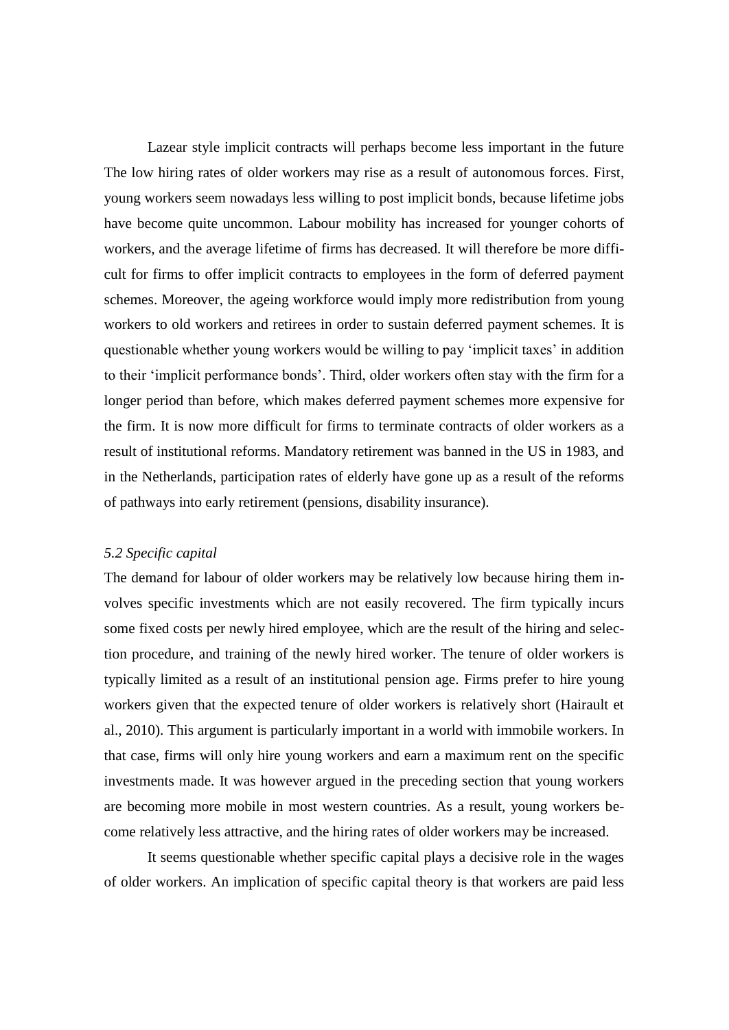Lazear style implicit contracts will perhaps become less important in the future The low hiring rates of older workers may rise as a result of autonomous forces. First, young workers seem nowadays less willing to post implicit bonds, because lifetime jobs have become quite uncommon. Labour mobility has increased for younger cohorts of workers, and the average lifetime of firms has decreased. It will therefore be more difficult for firms to offer implicit contracts to employees in the form of deferred payment schemes. Moreover, the ageing workforce would imply more redistribution from young workers to old workers and retirees in order to sustain deferred payment schemes. It is questionable whether young workers would be willing to pay 'implicit taxes' in addition to their 'implicit performance bonds'. Third, older workers often stay with the firm for a longer period than before, which makes deferred payment schemes more expensive for the firm. It is now more difficult for firms to terminate contracts of older workers as a result of institutional reforms. Mandatory retirement was banned in the US in 1983, and in the Netherlands, participation rates of elderly have gone up as a result of the reforms of pathways into early retirement (pensions, disability insurance).

### *5.2 Specific capital*

The demand for labour of older workers may be relatively low because hiring them involves specific investments which are not easily recovered. The firm typically incurs some fixed costs per newly hired employee, which are the result of the hiring and selection procedure, and training of the newly hired worker. The tenure of older workers is typically limited as a result of an institutional pension age. Firms prefer to hire young workers given that the expected tenure of older workers is relatively short (Hairault et al., 2010). This argument is particularly important in a world with immobile workers. In that case, firms will only hire young workers and earn a maximum rent on the specific investments made. It was however argued in the preceding section that young workers are becoming more mobile in most western countries. As a result, young workers become relatively less attractive, and the hiring rates of older workers may be increased.

It seems questionable whether specific capital plays a decisive role in the wages of older workers. An implication of specific capital theory is that workers are paid less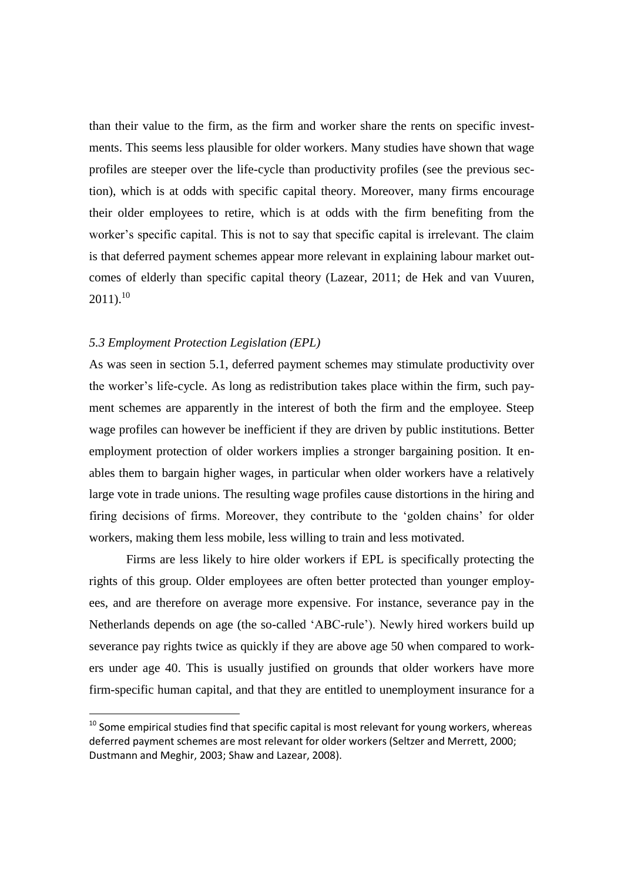than their value to the firm, as the firm and worker share the rents on specific investments. This seems less plausible for older workers. Many studies have shown that wage profiles are steeper over the life-cycle than productivity profiles (see the previous section), which is at odds with specific capital theory. Moreover, many firms encourage their older employees to retire, which is at odds with the firm benefiting from the worker's specific capital. This is not to say that specific capital is irrelevant. The claim is that deferred payment schemes appear more relevant in explaining labour market outcomes of elderly than specific capital theory (Lazear, 2011; de Hek and van Vuuren, 2011).[10]

### *5.3 Employment Protection Legislation (EPL)*

As was seen in section 5.1, deferred payment schemes may stimulate productivity over the worker's life-cycle. As long as redistribution takes place within the firm, such payment schemes are apparently in the interest of both the firm and the employee. Steep wage profiles can however be inefficient if they are driven by public institutions. Better employment protection of older workers implies a stronger bargaining position. It enables them to bargain higher wages, in particular when older workers have a relatively large vote in trade unions. The resulting wage profiles cause distortions in the hiring and firing decisions of firms. Moreover, they contribute to the 'golden chains' for older workers, making them less mobile, less willing to train and less motivated.

Firms are less likely to hire older workers if EPL is specifically protecting the rights of this group. Older employees are often better protected than younger employees, and are therefore on average more expensive. For instance, severance pay in the Netherlands depends on age (the so-called 'ABC-rule'). Newly hired workers build up severance pay rights twice as quickly if they are above age 50 when compared to workers under age 40. This is usually justified on grounds that older workers have more firm-specific human capital, and that they are entitled to unemployment insurance for a

[10] Some empirical studies find that specific capital is most relevant for young workers, whereas deferred payment schemes are most relevant for older workers (Seltzer and Merrett, 2000; Dustmann and Meghir, 2003; Shaw and Lazear, 2008).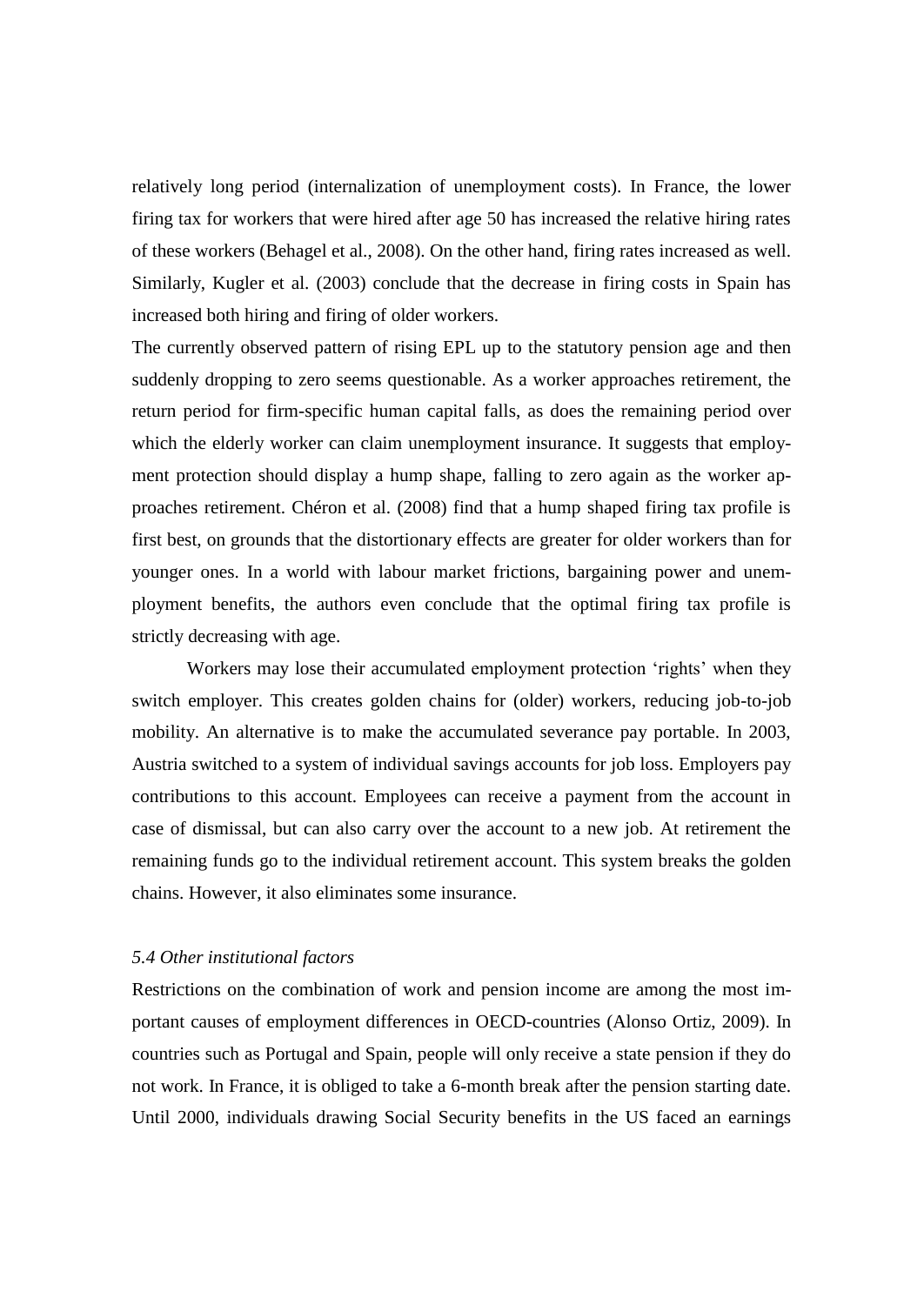relatively long period (internalization of unemployment costs). In France, the lower firing tax for workers that were hired after age 50 has increased the relative hiring rates of these workers (Behagel et al., 2008). On the other hand, firing rates increased as well. Similarly, Kugler et al. (2003) conclude that the decrease in firing costs in Spain has increased both hiring and firing of older workers.

The currently observed pattern of rising EPL up to the statutory pension age and then suddenly dropping to zero seems questionable. As a worker approaches retirement, the return period for firm-specific human capital falls, as does the remaining period over which the elderly worker can claim unemployment insurance. It suggests that employment protection should display a hump shape, falling to zero again as the worker approaches retirement. Chéron et al. (2008) find that a hump shaped firing tax profile is first best, on grounds that the distortionary effects are greater for older workers than for younger ones. In a world with labour market frictions, bargaining power and unemployment benefits, the authors even conclude that the optimal firing tax profile is strictly decreasing with age.

Workers may lose their accumulated employment protection 'rights' when they switch employer. This creates golden chains for (older) workers, reducing job-to-job mobility. An alternative is to make the accumulated severance pay portable. In 2003, Austria switched to a system of individual savings accounts for job loss. Employers pay contributions to this account. Employees can receive a payment from the account in case of dismissal, but can also carry over the account to a new job. At retirement the remaining funds go to the individual retirement account. This system breaks the golden chains. However, it also eliminates some insurance.

### *5.4 Other institutional factors*

Restrictions on the combination of work and pension income are among the most important causes of employment differences in OECD-countries (Alonso Ortiz, 2009). In countries such as Portugal and Spain, people will only receive a state pension if they do not work. In France, it is obliged to take a 6-month break after the pension starting date. Until 2000, individuals drawing Social Security benefits in the US faced an earnings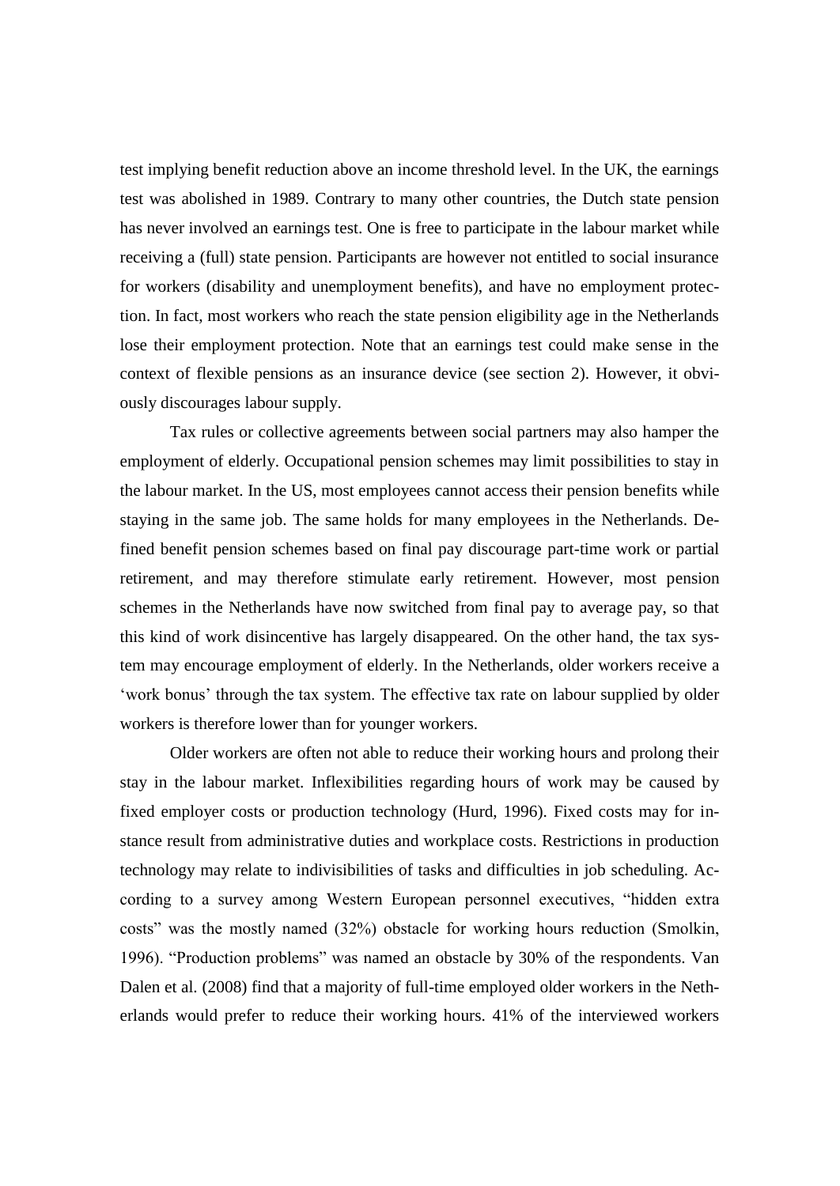test implying benefit reduction above an income threshold level. In the UK, the earnings test was abolished in 1989. Contrary to many other countries, the Dutch state pension has never involved an earnings test. One is free to participate in the labour market while receiving a (full) state pension. Participants are however not entitled to social insurance for workers (disability and unemployment benefits), and have no employment protection. In fact, most workers who reach the state pension eligibility age in the Netherlands lose their employment protection. Note that an earnings test could make sense in the context of flexible pensions as an insurance device (see section 2). However, it obviously discourages labour supply.

Tax rules or collective agreements between social partners may also hamper the employment of elderly. Occupational pension schemes may limit possibilities to stay in the labour market. In the US, most employees cannot access their pension benefits while staying in the same job. The same holds for many employees in the Netherlands. Defined benefit pension schemes based on final pay discourage part-time work or partial retirement, and may therefore stimulate early retirement. However, most pension schemes in the Netherlands have now switched from final pay to average pay, so that this kind of work disincentive has largely disappeared. On the other hand, the tax system may encourage employment of elderly. In the Netherlands, older workers receive a 'work bonus' through the tax system. The effective tax rate on labour supplied by older workers is therefore lower than for younger workers.

Older workers are often not able to reduce their working hours and prolong their stay in the labour market. Inflexibilities regarding hours of work may be caused by fixed employer costs or production technology (Hurd, 1996). Fixed costs may for instance result from administrative duties and workplace costs. Restrictions in production technology may relate to indivisibilities of tasks and difficulties in job scheduling. According to a survey among Western European personnel executives, "hidden extra costs" was the mostly named (32%) obstacle for working hours reduction (Smolkin, 1996). "Production problems" was named an obstacle by 30% of the respondents. Van Dalen et al. (2008) find that a majority of full-time employed older workers in the Netherlands would prefer to reduce their working hours. 41% of the interviewed workers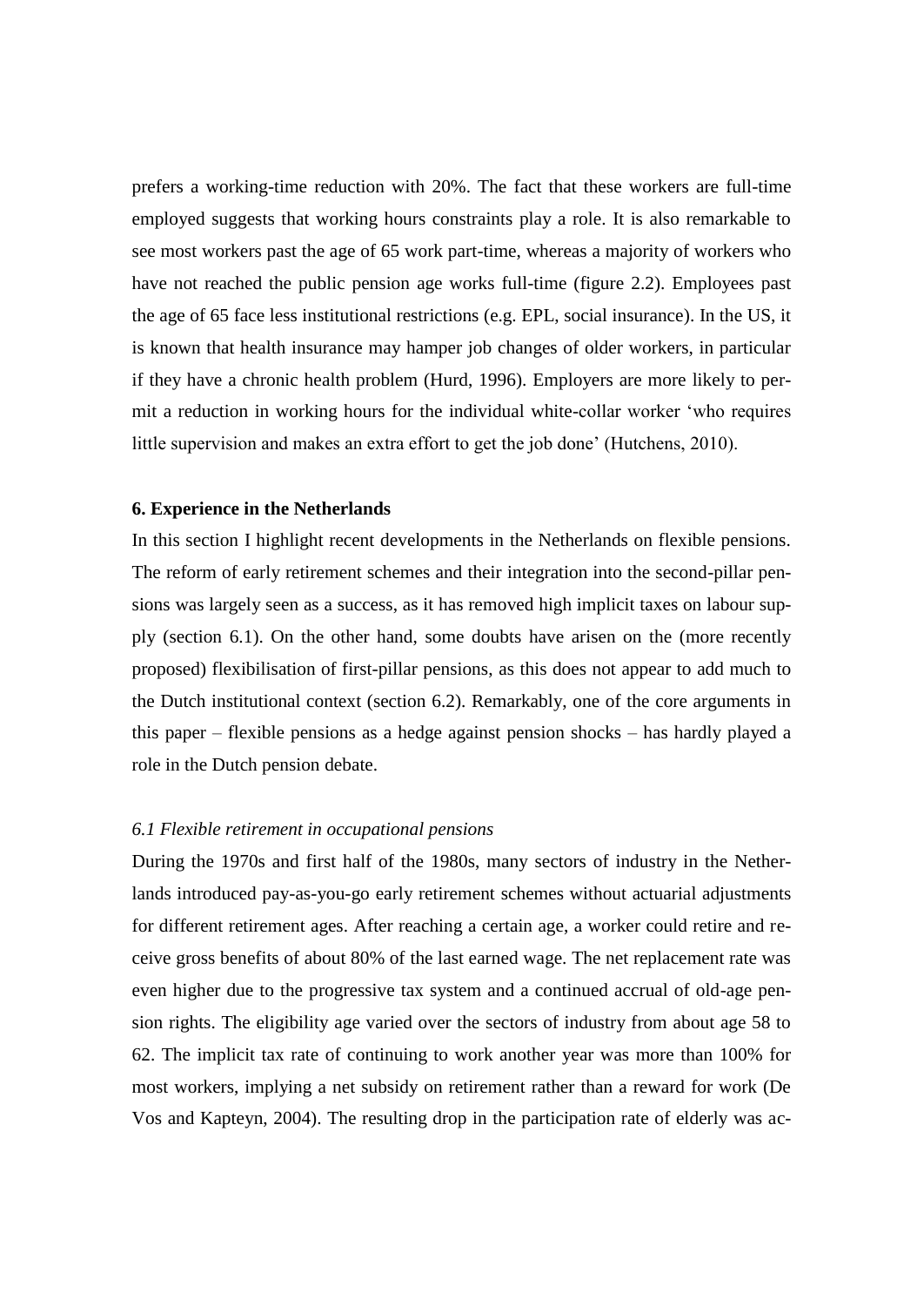prefers a working-time reduction with 20%. The fact that these workers are full-time employed suggests that working hours constraints play a role. It is also remarkable to see most workers past the age of 65 work part-time, whereas a majority of workers who have not reached the public pension age works full-time (figure 2.2). Employees past the age of 65 face less institutional restrictions (e.g. EPL, social insurance). In the US, it is known that health insurance may hamper job changes of older workers, in particular if they have a chronic health problem (Hurd, 1996). Employers are more likely to permit a reduction in working hours for the individual white-collar worker 'who requires little supervision and makes an extra effort to get the job done' (Hutchens, 2010).

**6. Experience in the Netherlands**

In this section I highlight recent developments in the Netherlands on flexible pensions. The reform of early retirement schemes and their integration into the second-pillar pensions was largely seen as a success, as it has removed high implicit taxes on labour supply (section 6.1). On the other hand, some doubts have arisen on the (more recently proposed) flexibilisation of first-pillar pensions, as this does not appear to add much to the Dutch institutional context (section 6.2). Remarkably, one of the core arguments in this paper – flexible pensions as a hedge against pension shocks – has hardly played a role in the Dutch pension debate.

*6.1 Flexible retirement in occupational pensions*

During the 1970s and first half of the 1980s, many sectors of industry in the Netherlands introduced pay-as-you-go early retirement schemes without actuarial adjustments for different retirement ages. After reaching a certain age, a worker could retire and receive gross benefits of about 80% of the last earned wage. The net replacement rate was even higher due to the progressive tax system and a continued accrual of old-age pension rights. The eligibility age varied over the sectors of industry from about age 58 to 62. The implicit tax rate of continuing to work another year was more than 100% for most workers, implying a net subsidy on retirement rather than a reward for work (De Vos and Kapteyn, 2004). The resulting drop in the participation rate of elderly was ac-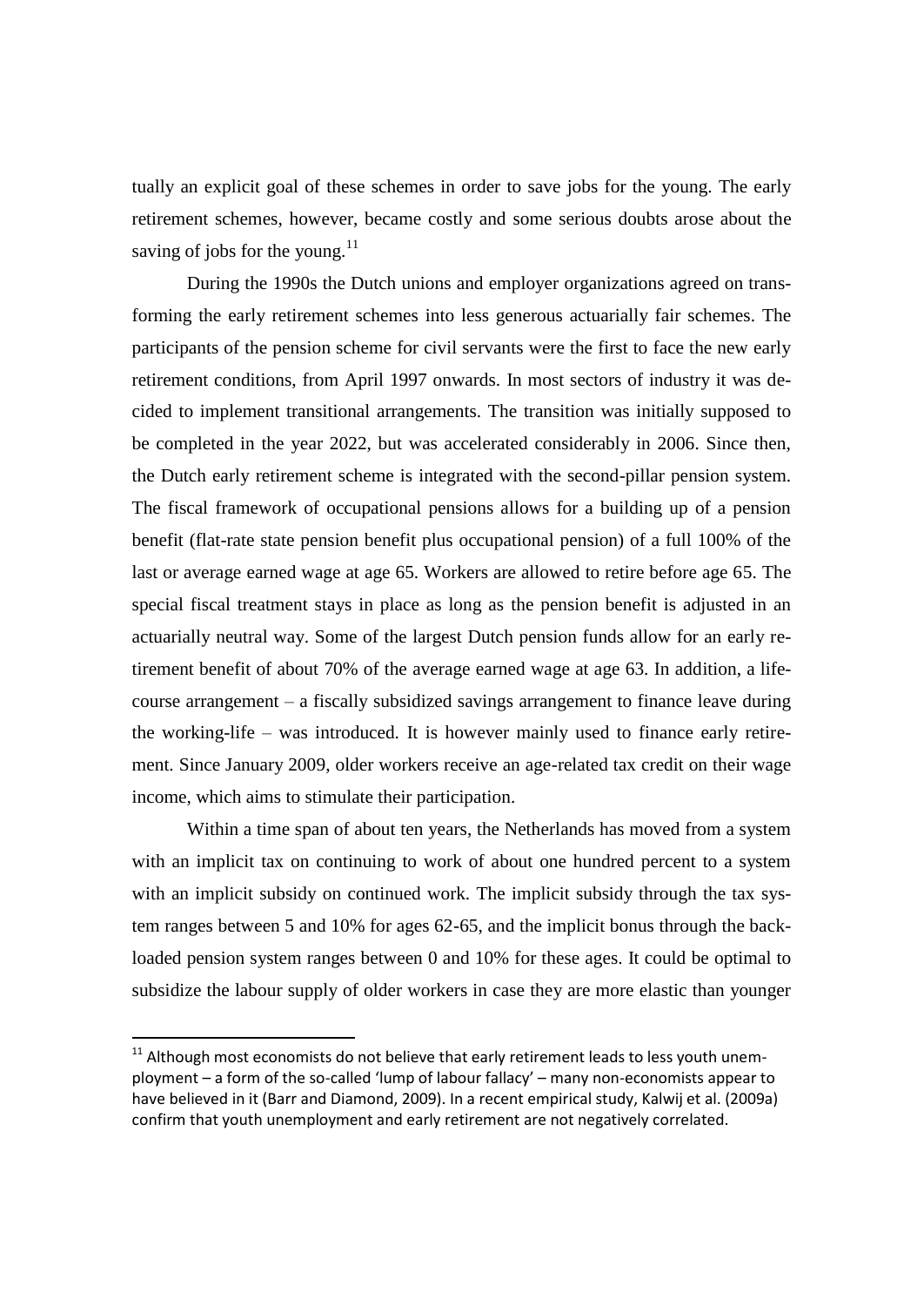tually an explicit goal of these schemes in order to save jobs for the young. The early retirement schemes, however, became costly and some serious doubts arose about the saving of jobs for the young.[11]

During the 1990s the Dutch unions and employer organizations agreed on transforming the early retirement schemes into less generous actuarially fair schemes. The participants of the pension scheme for civil servants were the first to face the new early retirement conditions, from April 1997 onwards. In most sectors of industry it was decided to implement transitional arrangements. The transition was initially supposed to be completed in the year 2022, but was accelerated considerably in 2006. Since then, the Dutch early retirement scheme is integrated with the second-pillar pension system. The fiscal framework of occupational pensions allows for a building up of a pension benefit (flat-rate state pension benefit plus occupational pension) of a full 100% of the last or average earned wage at age 65. Workers are allowed to retire before age 65. The special fiscal treatment stays in place as long as the pension benefit is adjusted in an actuarially neutral way. Some of the largest Dutch pension funds allow for an early retirement benefit of about 70% of the average earned wage at age 63. In addition, a life-course arrangement – a fiscally subsidized savings arrangement to finance leave during the working-life – was introduced. It is however mainly used to finance early retirement. Since January 2009, older workers receive an age-related tax credit on their wage income, which aims to stimulate their participation.

Within a time span of about ten years, the Netherlands has moved from a system with an implicit tax on continuing to work of about one hundred percent to a system with an implicit subsidy on continued work. The implicit subsidy through the tax system ranges between 5 and 10% for ages 62-65, and the implicit bonus through the back-loaded pension system ranges between 0 and 10% for these ages. It could be optimal to subsidize the labour supply of older workers in case they are more elastic than younger

[11] Although most economists do not believe that early retirement leads to less youth unemployment – a form of the so-called 'lump of labour fallacy' – many non-economists appear to have believed in it (Barr and Diamond, 2009). In a recent empirical study, Kalwij et al. (2009a) confirm that youth unemployment and early retirement are not negatively correlated.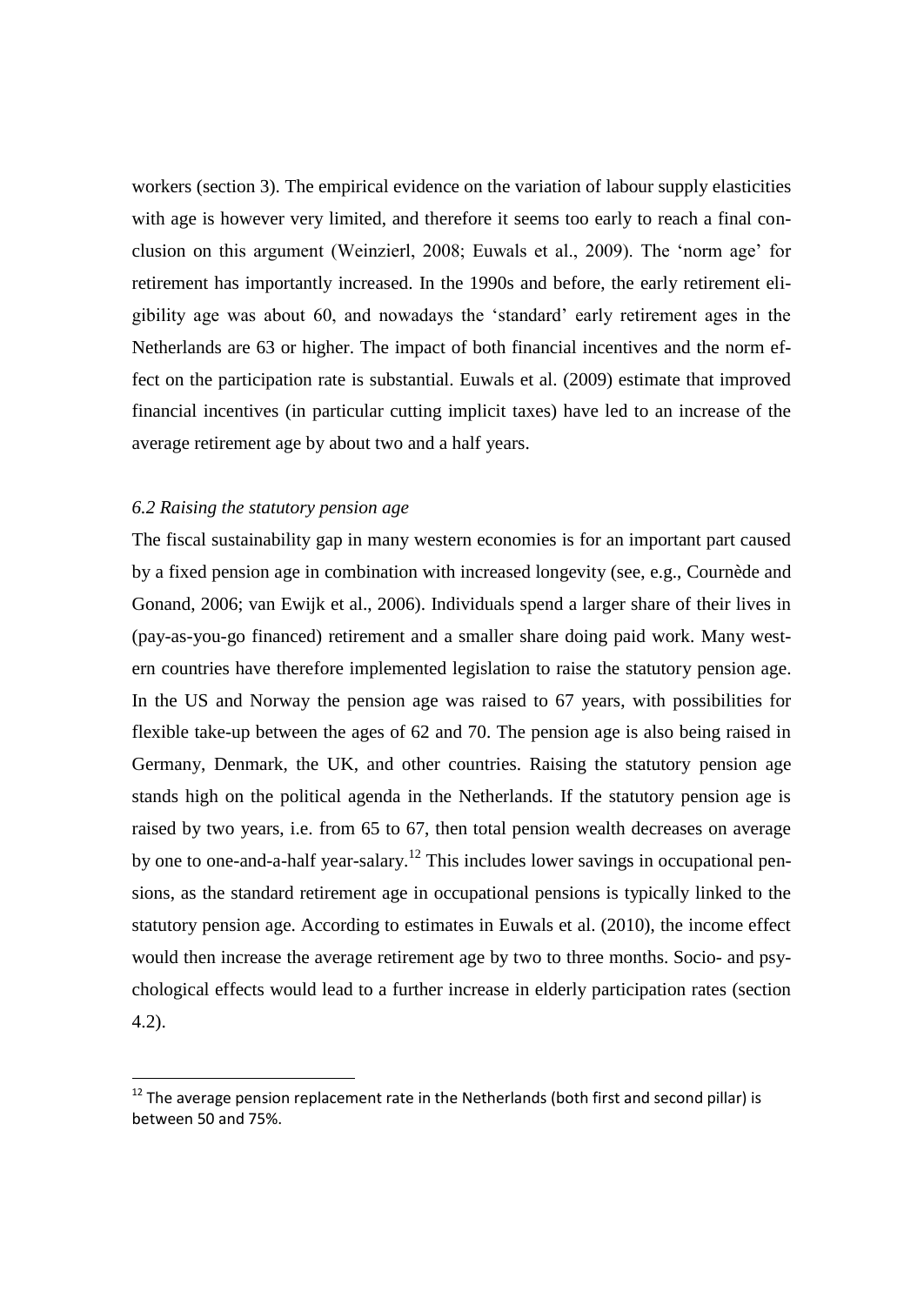workers (section 3). The empirical evidence on the variation of labour supply elasticities with age is however very limited, and therefore it seems too early to reach a final conclusion on this argument (Weinzierl, 2008; Euwals et al., 2009). The 'norm age' for retirement has importantly increased. In the 1990s and before, the early retirement eligibility age was about 60, and nowadays the 'standard' early retirement ages in the Netherlands are 63 or higher. The impact of both financial incentives and the norm effect on the participation rate is substantial. Euwals et al. (2009) estimate that improved financial incentives (in particular cutting implicit taxes) have led to an increase of the average retirement age by about two and a half years.

### *6.2 Raising the statutory pension age*

The fiscal sustainability gap in many western economies is for an important part caused by a fixed pension age in combination with increased longevity (see, e.g., Cournède and Gonand, 2006; van Ewijk et al., 2006). Individuals spend a larger share of their lives in (pay-as-you-go financed) retirement and a smaller share doing paid work. Many western countries have therefore implemented legislation to raise the statutory pension age. In the US and Norway the pension age was raised to 67 years, with possibilities for flexible take-up between the ages of 62 and 70. The pension age is also being raised in Germany, Denmark, the UK, and other countries. Raising the statutory pension age stands high on the political agenda in the Netherlands. If the statutory pension age is raised by two years, i.e. from 65 to 67, then total pension wealth decreases on average by one to one-and-a-half year-salary.[12] This includes lower savings in occupational pensions, as the standard retirement age in occupational pensions is typically linked to the statutory pension age. According to estimates in Euwals et al. (2010), the income effect would then increase the average retirement age by two to three months. Socio- and psychological effects would lead to a further increase in elderly participation rates (section 4.2).

[12] The average pension replacement rate in the Netherlands (both first and second pillar) is between 50 and 75%.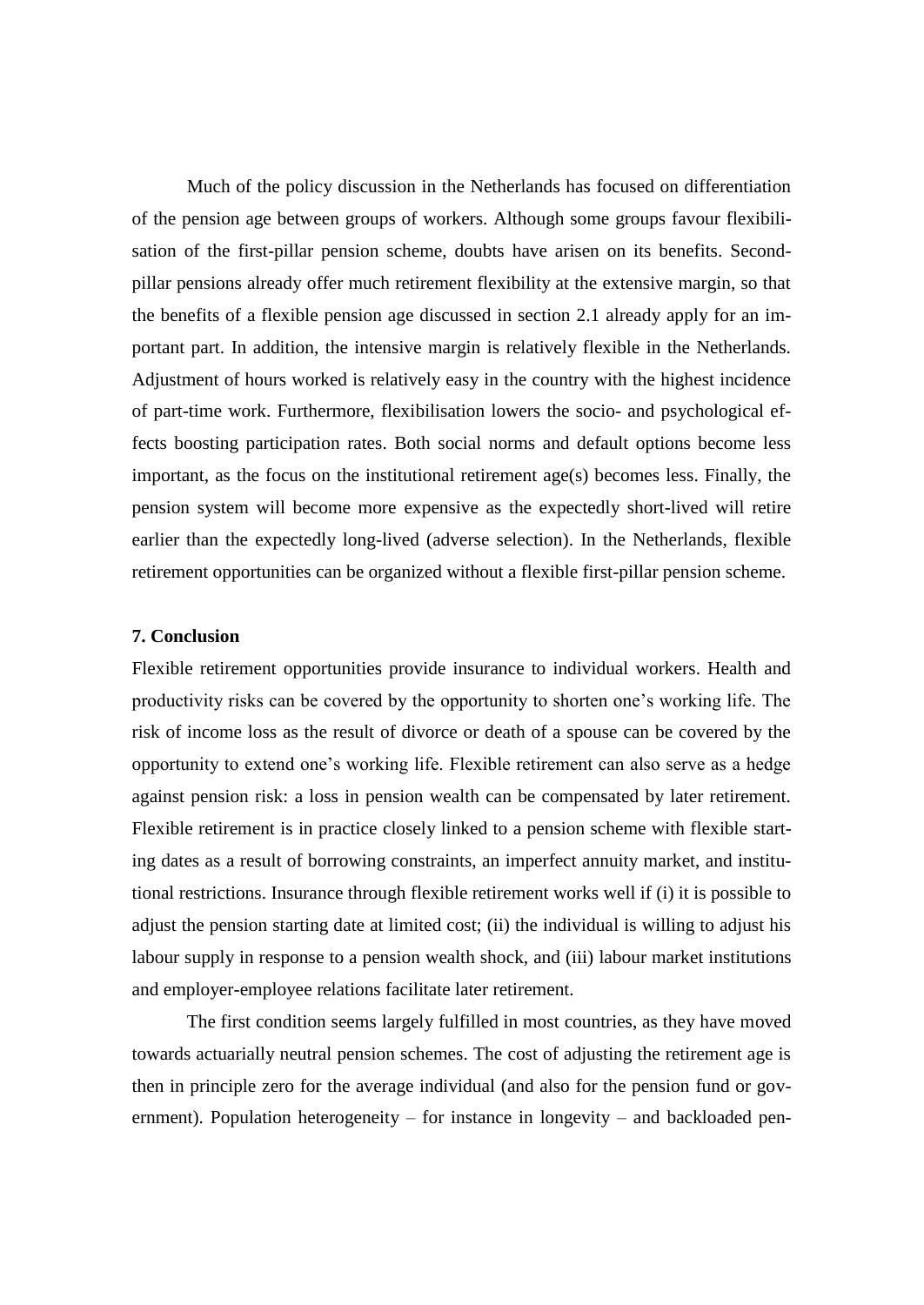Much of the policy discussion in the Netherlands has focused on differentiation of the pension age between groups of workers. Although some groups favour flexibilisation of the first-pillar pension scheme, doubts have arisen on its benefits. Second-pillar pensions already offer much retirement flexibility at the extensive margin, so that the benefits of a flexible pension age discussed in section 2.1 already apply for an important part. In addition, the intensive margin is relatively flexible in the Netherlands. Adjustment of hours worked is relatively easy in the country with the highest incidence of part-time work. Furthermore, flexibilisation lowers the socio- and psychological effects boosting participation rates. Both social norms and default options become less important, as the focus on the institutional retirement age(s) becomes less. Finally, the pension system will become more expensive as the expectedly short-lived will retire earlier than the expectedly long-lived (adverse selection). In the Netherlands, flexible retirement opportunities can be organized without a flexible first-pillar pension scheme.

## 7. Conclusion

Flexible retirement opportunities provide insurance to individual workers. Health and productivity risks can be covered by the opportunity to shorten one's working life. The risk of income loss as the result of divorce or death of a spouse can be covered by the opportunity to extend one's working life. Flexible retirement can also serve as a hedge against pension risk: a loss in pension wealth can be compensated by later retirement. Flexible retirement is in practice closely linked to a pension scheme with flexible starting dates as a result of borrowing constraints, an imperfect annuity market, and institutional restrictions. Insurance through flexible retirement works well if (i) it is possible to adjust the pension starting date at limited cost; (ii) the individual is willing to adjust his labour supply in response to a pension wealth shock, and (iii) labour market institutions and employer-employee relations facilitate later retirement.

The first condition seems largely fulfilled in most countries, as they have moved towards actuarially neutral pension schemes. The cost of adjusting the retirement age is then in principle zero for the average individual (and also for the pension fund or government). Population heterogeneity – for instance in longevity – and backloaded pen-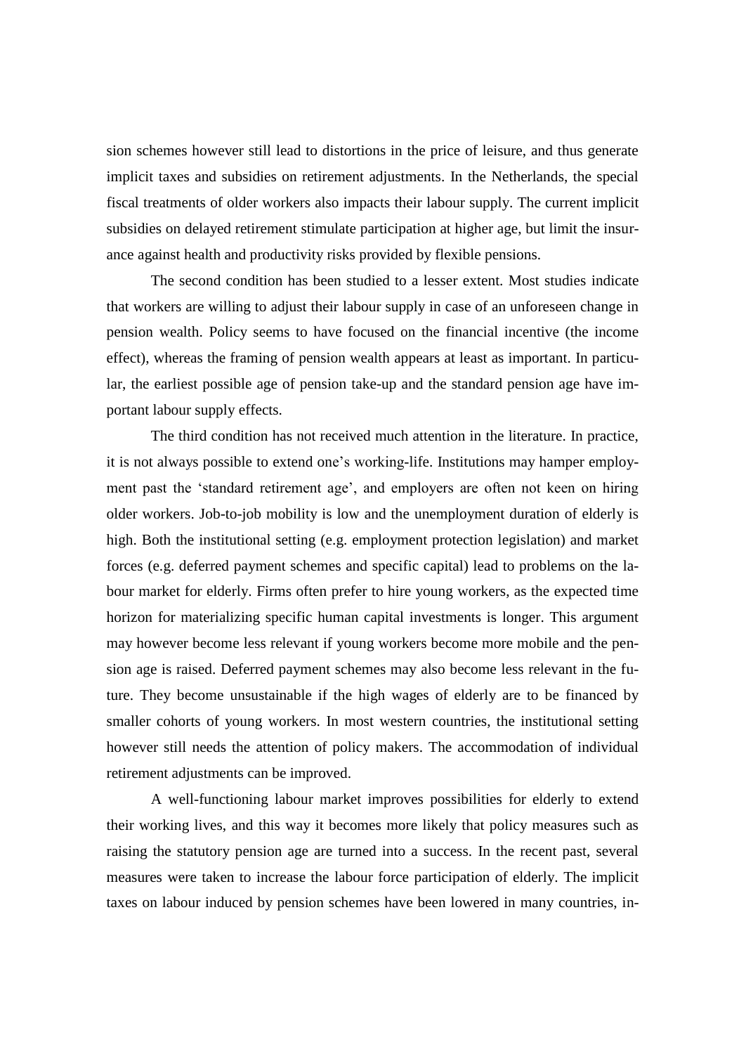sion schemes however still lead to distortions in the price of leisure, and thus generate implicit taxes and subsidies on retirement adjustments. In the Netherlands, the special fiscal treatments of older workers also impacts their labour supply. The current implicit subsidies on delayed retirement stimulate participation at higher age, but limit the insurance against health and productivity risks provided by flexible pensions.

The second condition has been studied to a lesser extent. Most studies indicate that workers are willing to adjust their labour supply in case of an unforeseen change in pension wealth. Policy seems to have focused on the financial incentive (the income effect), whereas the framing of pension wealth appears at least as important. In particular, the earliest possible age of pension take-up and the standard pension age have important labour supply effects.

The third condition has not received much attention in the literature. In practice, it is not always possible to extend one's working-life. Institutions may hamper employment past the 'standard retirement age', and employers are often not keen on hiring older workers. Job-to-job mobility is low and the unemployment duration of elderly is high. Both the institutional setting (e.g. employment protection legislation) and market forces (e.g. deferred payment schemes and specific capital) lead to problems on the labour market for elderly. Firms often prefer to hire young workers, as the expected time horizon for materializing specific human capital investments is longer. This argument may however become less relevant if young workers become more mobile and the pension age is raised. Deferred payment schemes may also become less relevant in the future. They become unsustainable if the high wages of elderly are to be financed by smaller cohorts of young workers. In most western countries, the institutional setting however still needs the attention of policy makers. The accommodation of individual retirement adjustments can be improved.

A well-functioning labour market improves possibilities for elderly to extend their working lives, and this way it becomes more likely that policy measures such as raising the statutory pension age are turned into a success. In the recent past, several measures were taken to increase the labour force participation of elderly. The implicit taxes on labour induced by pension schemes have been lowered in many countries, in-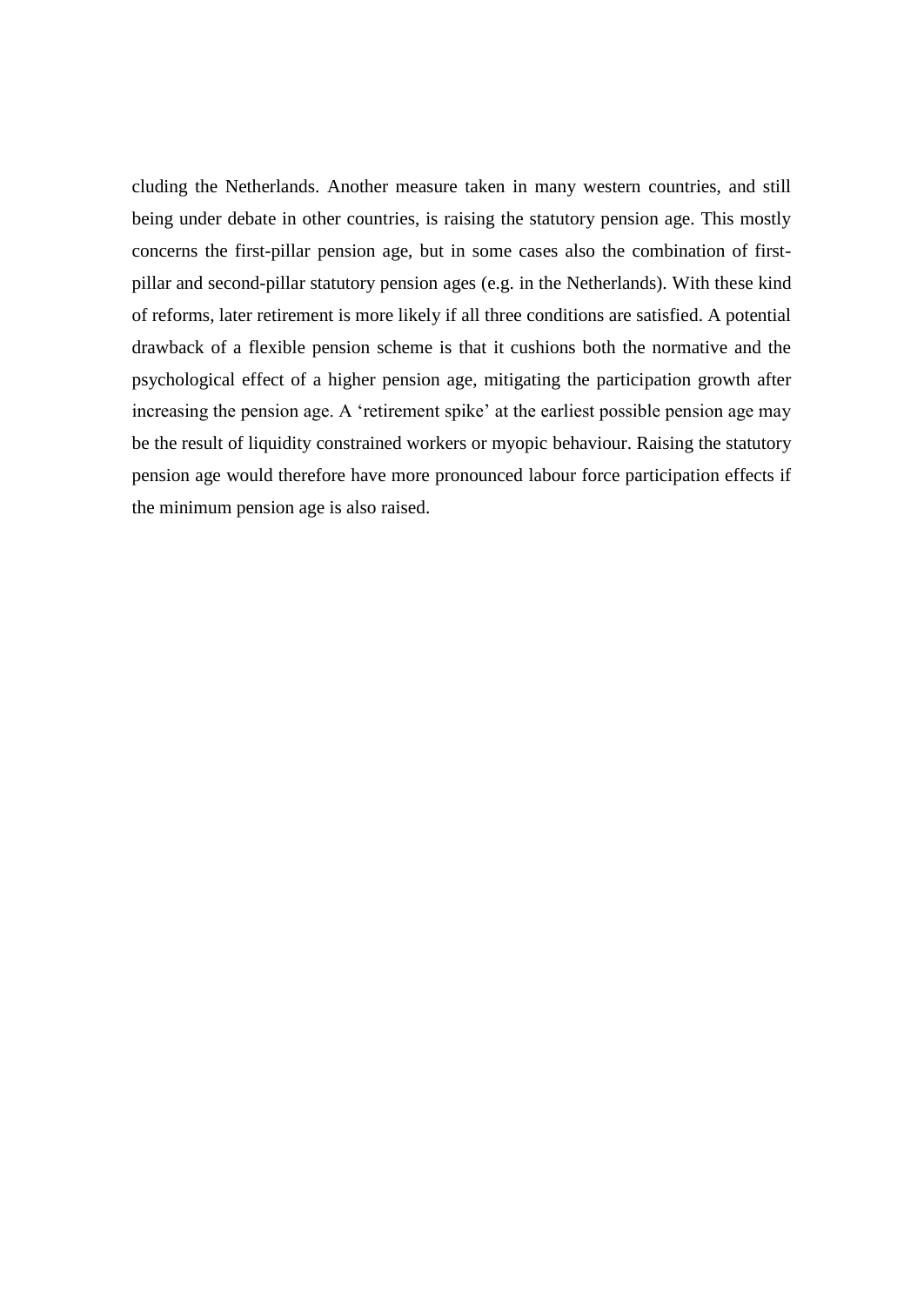cluding the Netherlands. Another measure taken in many western countries, and still being under debate in other countries, is raising the statutory pension age. This mostly concerns the first-pillar pension age, but in some cases also the combination of first-pillar and second-pillar statutory pension ages (e.g. in the Netherlands). With these kind of reforms, later retirement is more likely if all three conditions are satisfied. A potential drawback of a flexible pension scheme is that it cushions both the normative and the psychological effect of a higher pension age, mitigating the participation growth after increasing the pension age. A 'retirement spike' at the earliest possible pension age may be the result of liquidity constrained workers or myopic behaviour. Raising the statutory pension age would therefore have more pronounced labour force participation effects if the minimum pension age is also raised.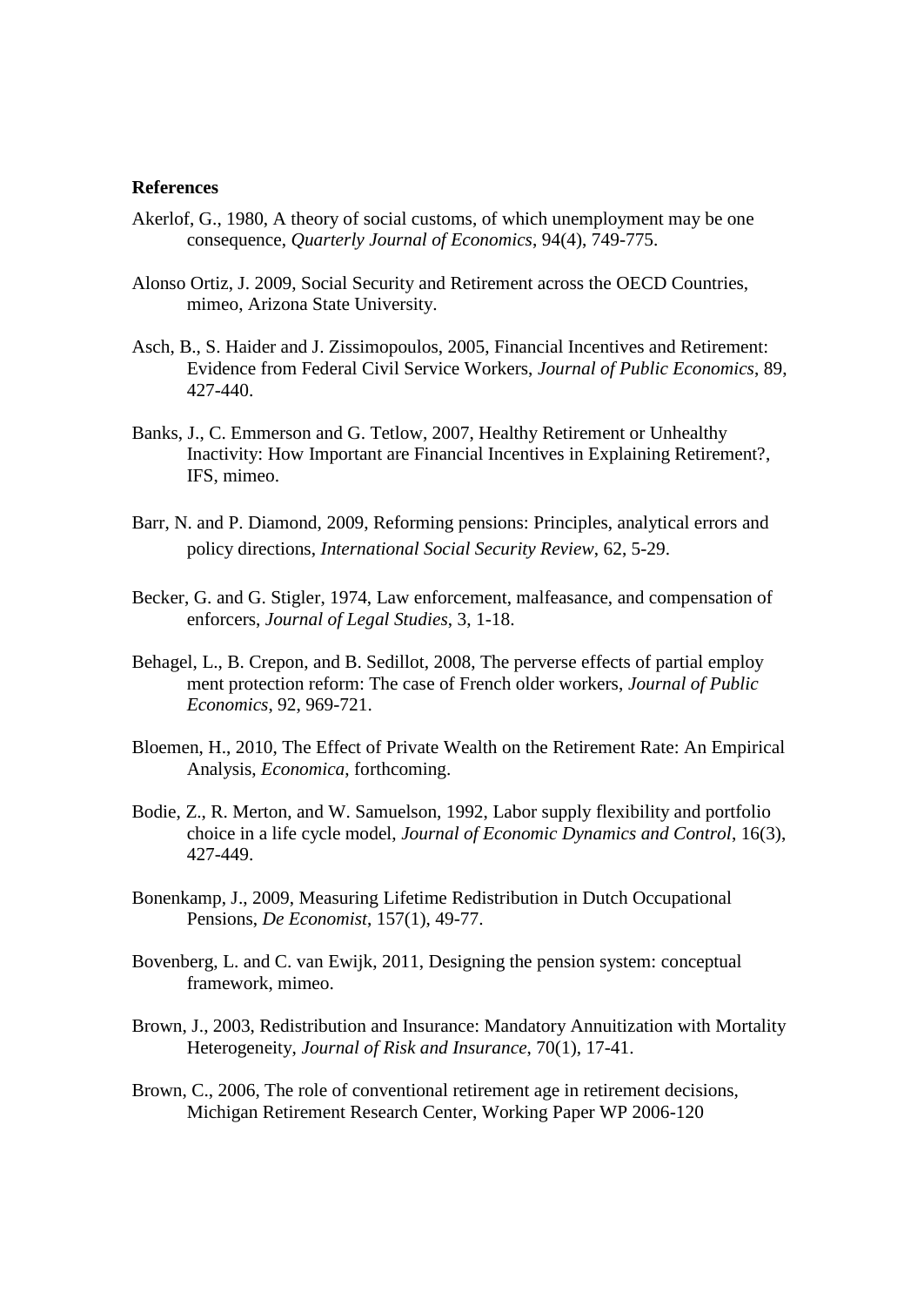**References**

Akerlof, G., 1980, A theory of social customs, of which unemployment may be one consequence, *Quarterly Journal of Economics*, 94(4), 749-775.

Alonso Ortiz, J. 2009, Social Security and Retirement across the OECD Countries, mimeo, Arizona State University.

Asch, B., S. Haider and J. Zissimopoulos, 2005, Financial Incentives and Retirement: Evidence from Federal Civil Service Workers, *Journal of Public Economics*, 89, 427-440.

Banks, J., C. Emmerson and G. Tetlow, 2007, Healthy Retirement or Unhealthy Inactivity: How Important are Financial Incentives in Explaining Retirement?, IFS, mimeo.

Barr, N. and P. Diamond, 2009, Reforming pensions: Principles, analytical errors and policy directions, *International Social Security Review*, 62, 5-29.

Becker, G. and G. Stigler, 1974, Law enforcement, malfeasance, and compensation of enforcers, *Journal of Legal Studies*, 3, 1-18.

Behagel, L., B. Crepon, and B. Sedillot, 2008, The perverse effects of partial employ ment protection reform: The case of French older workers, *Journal of Public Economics*, 92, 969-721.

Bloemen, H., 2010, The Effect of Private Wealth on the Retirement Rate: An Empirical Analysis, *Economica*, forthcoming.

Bodie, Z., R. Merton, and W. Samuelson, 1992, Labor supply flexibility and portfolio choice in a life cycle model, *Journal of Economic Dynamics and Control*, 16(3), 427-449.

Bonenkamp, J., 2009, Measuring Lifetime Redistribution in Dutch Occupational Pensions, *De Economist*, 157(1), 49-77.

Bovenberg, L. and C. van Ewijk, 2011, Designing the pension system: conceptual framework, mimeo.

Brown, J., 2003, Redistribution and Insurance: Mandatory Annuitization with Mortality Heterogeneity, *Journal of Risk and Insurance*, 70(1), 17-41.

Brown, C., 2006, The role of conventional retirement age in retirement decisions, Michigan Retirement Research Center, Working Paper WP 2006-120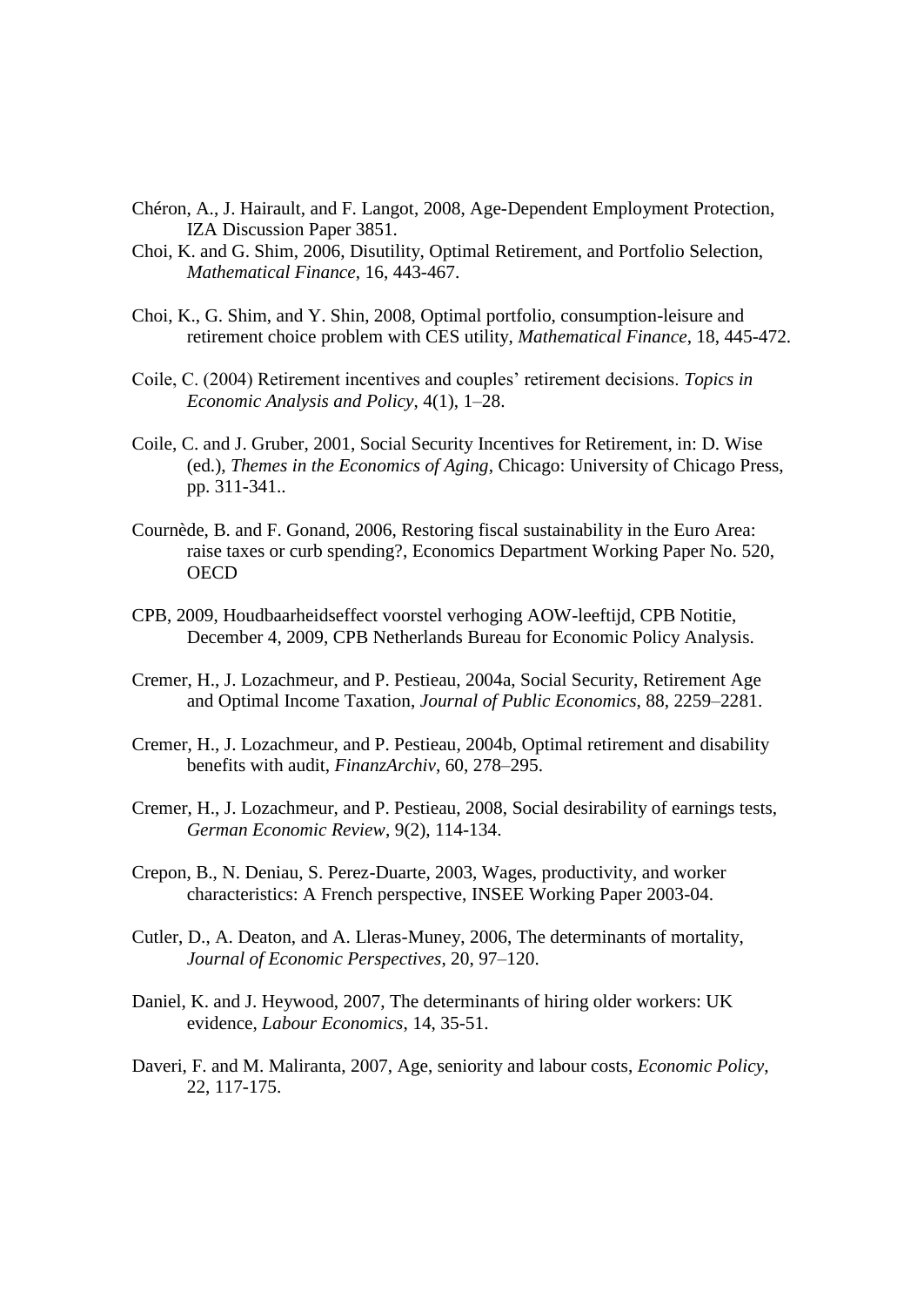Chéron, A., J. Hairault, and F. Langot, 2008, Age-Dependent Employment Protection, IZA Discussion Paper 3851.

Choi, K. and G. Shim, 2006, Disutility, Optimal Retirement, and Portfolio Selection, *Mathematical Finance*, 16, 443-467.

Choi, K., G. Shim, and Y. Shin, 2008, Optimal portfolio, consumption-leisure and retirement choice problem with CES utility, *Mathematical Finance*, 18, 445-472.

Coile, C. (2004) Retirement incentives and couples' retirement decisions. *Topics in Economic Analysis and Policy*, 4(1), 1–28.

Coile, C. and J. Gruber, 2001, Social Security Incentives for Retirement, in: D. Wise (ed.), *Themes in the Economics of Aging*, Chicago: University of Chicago Press, pp. 311-341..

Cournède, B. and F. Gonand, 2006, Restoring fiscal sustainability in the Euro Area: raise taxes or curb spending?, Economics Department Working Paper No. 520, OECD

CPB, 2009, Houdbaarheidseffect voorstel verhoging AOW-leeftijd, CPB Notitie, December 4, 2009, CPB Netherlands Bureau for Economic Policy Analysis.

Cremer, H., J. Lozachmeur, and P. Pestieau, 2004a, Social Security, Retirement Age and Optimal Income Taxation, *Journal of Public Economics*, 88, 2259–2281.

Cremer, H., J. Lozachmeur, and P. Pestieau, 2004b, Optimal retirement and disability benefits with audit, *FinanzArchiv*, 60, 278–295.

Cremer, H., J. Lozachmeur, and P. Pestieau, 2008, Social desirability of earnings tests, *German Economic Review*, 9(2), 114-134.

Crepon, B., N. Deniau, S. Perez-Duarte, 2003, Wages, productivity, and worker characteristics: A French perspective, INSEE Working Paper 2003-04.

Cutler, D., A. Deaton, and A. Lleras-Muney, 2006, The determinants of mortality, *Journal of Economic Perspectives*, 20, 97–120.

Daniel, K. and J. Heywood, 2007, The determinants of hiring older workers: UK evidence, *Labour Economics*, 14, 35-51.

Daveri, F. and M. Maliranta, 2007, Age, seniority and labour costs, *Economic Policy*, 22, 117-175.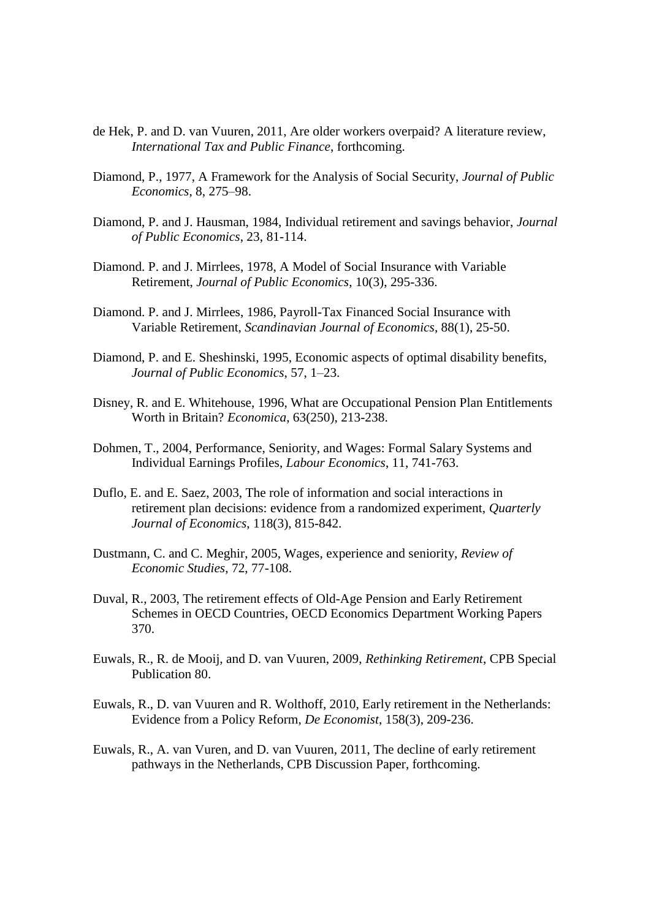de Hek, P. and D. van Vuuren, 2011, Are older workers overpaid? A literature review, *International Tax and Public Finance*, forthcoming.

Diamond, P., 1977, A Framework for the Analysis of Social Security, *Journal of Public Economics*, 8, 275–98.

Diamond, P. and J. Hausman, 1984, Individual retirement and savings behavior, *Journal of Public Economics*, 23, 81-114.

Diamond. P. and J. Mirrlees, 1978, A Model of Social Insurance with Variable Retirement, *Journal of Public Economics*, 10(3), 295-336.

Diamond. P. and J. Mirrlees, 1986, Payroll-Tax Financed Social Insurance with Variable Retirement, *Scandinavian Journal of Economics*, 88(1), 25-50.

Diamond, P. and E. Sheshinski, 1995, Economic aspects of optimal disability benefits, *Journal of Public Economics*, 57, 1–23.

Disney, R. and E. Whitehouse, 1996, What are Occupational Pension Plan Entitlements Worth in Britain? *Economica*, 63(250), 213-238.

Dohmen, T., 2004, Performance, Seniority, and Wages: Formal Salary Systems and Individual Earnings Profiles, *Labour Economics*, 11, 741-763.

Duflo, E. and E. Saez, 2003, The role of information and social interactions in retirement plan decisions: evidence from a randomized experiment, *Quarterly Journal of Economics*, 118(3), 815-842.

Dustmann, C. and C. Meghir, 2005, Wages, experience and seniority, *Review of Economic Studies*, 72, 77-108.

Duval, R., 2003, The retirement effects of Old-Age Pension and Early Retirement Schemes in OECD Countries, OECD Economics Department Working Papers 370.

Euwals, R., R. de Mooij, and D. van Vuuren, 2009, *Rethinking Retirement*, CPB Special Publication 80.

Euwals, R., D. van Vuuren and R. Wolthoff, 2010, Early retirement in the Netherlands: Evidence from a Policy Reform, *De Economist*, 158(3), 209-236.

Euwals, R., A. van Vuren, and D. van Vuuren, 2011, The decline of early retirement pathways in the Netherlands, CPB Discussion Paper, forthcoming.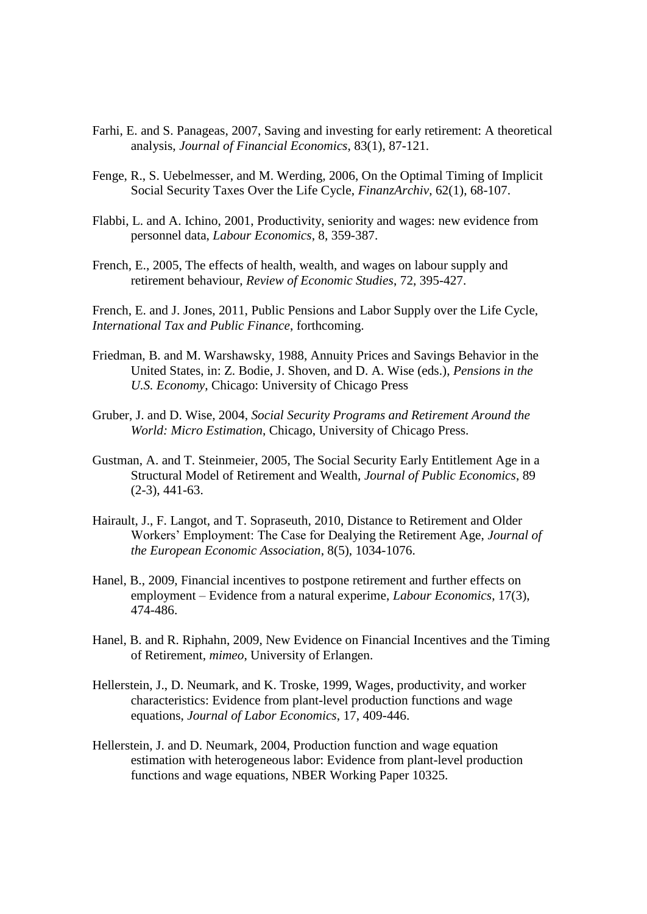Farhi, E. and S. Panageas, 2007, Saving and investing for early retirement: A theoretical analysis, *Journal of Financial Economics*, 83(1), 87-121.

Fenge, R., S. Uebelmesser, and M. Werding, 2006, On the Optimal Timing of Implicit Social Security Taxes Over the Life Cycle, *FinanzArchiv*, 62(1), 68-107.

Flabbi, L. and A. Ichino, 2001, Productivity, seniority and wages: new evidence from personnel data, *Labour Economics*, 8, 359-387.

French, E., 2005, The effects of health, wealth, and wages on labour supply and retirement behaviour, *Review of Economic Studies*, 72, 395-427.

French, E. and J. Jones, 2011, Public Pensions and Labor Supply over the Life Cycle, *International Tax and Public Finance*, forthcoming.

Friedman, B. and M. Warshawsky, 1988, Annuity Prices and Savings Behavior in the United States, in: Z. Bodie, J. Shoven, and D. A. Wise (eds.), *Pensions in the U.S. Economy*, Chicago: University of Chicago Press

Gruber, J. and D. Wise, 2004, *Social Security Programs and Retirement Around the World: Micro Estimation*, Chicago, University of Chicago Press.

Gustman, A. and T. Steinmeier, 2005, The Social Security Early Entitlement Age in a Structural Model of Retirement and Wealth, *Journal of Public Economics*, 89 (2-3), 441-63.

Hairault, J., F. Langot, and T. Sopraseuth, 2010, Distance to Retirement and Older Workers' Employment: The Case for Dealying the Retirement Age, *Journal of the European Economic Association*, 8(5), 1034-1076.

Hanel, B., 2009, Financial incentives to postpone retirement and further effects on employment – Evidence from a natural experime, *Labour Economics*, 17(3), 474-486.

Hanel, B. and R. Riphahn, 2009, New Evidence on Financial Incentives and the Timing of Retirement, *mimeo*, University of Erlangen.

Hellerstein, J., D. Neumark, and K. Troske, 1999, Wages, productivity, and worker characteristics: Evidence from plant-level production functions and wage equations, *Journal of Labor Economics*, 17, 409-446.

Hellerstein, J. and D. Neumark, 2004, Production function and wage equation estimation with heterogeneous labor: Evidence from plant-level production functions and wage equations, NBER Working Paper 10325.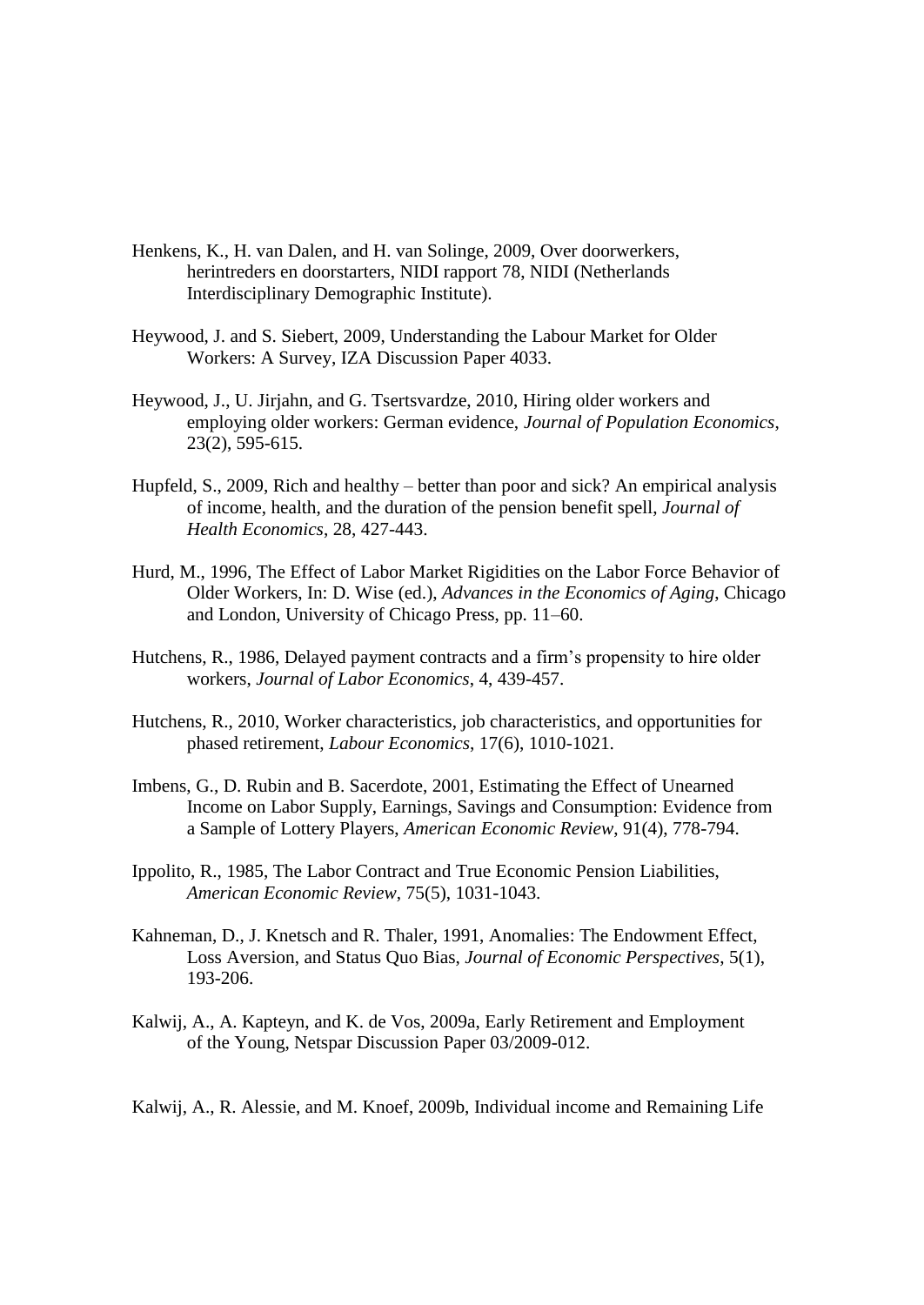Henkens, K., H. van Dalen, and H. van Solinge, 2009, Over doorwerkers, herintreders en doorstarters, NIDI rapport 78, NIDI (Netherlands Interdisciplinary Demographic Institute).

Heywood, J. and S. Siebert, 2009, Understanding the Labour Market for Older Workers: A Survey, IZA Discussion Paper 4033.

Heywood, J., U. Jirjahn, and G. Tsertsvardze, 2010, Hiring older workers and employing older workers: German evidence, *Journal of Population Economics*, 23(2), 595-615.

Hupfeld, S., 2009, Rich and healthy – better than poor and sick? An empirical analysis of income, health, and the duration of the pension benefit spell, *Journal of Health Economics*, 28, 427-443.

Hurd, M., 1996, The Effect of Labor Market Rigidities on the Labor Force Behavior of Older Workers, In: D. Wise (ed.), *Advances in the Economics of Aging*, Chicago and London, University of Chicago Press, pp. 11–60.

Hutchens, R., 1986, Delayed payment contracts and a firm's propensity to hire older workers, *Journal of Labor Economics*, 4, 439-457.

Hutchens, R., 2010, Worker characteristics, job characteristics, and opportunities for phased retirement, *Labour Economics*, 17(6), 1010-1021.

Imbens, G., D. Rubin and B. Sacerdote, 2001, Estimating the Effect of Unearned Income on Labor Supply, Earnings, Savings and Consumption: Evidence from a Sample of Lottery Players, *American Economic Review*, 91(4), 778-794.

Ippolito, R., 1985, The Labor Contract and True Economic Pension Liabilities, *American Economic Review*, 75(5), 1031-1043.

Kahneman, D., J. Knetsch and R. Thaler, 1991, Anomalies: The Endowment Effect, Loss Aversion, and Status Quo Bias, *Journal of Economic Perspectives*, 5(1), 193-206.

Kalwij, A., A. Kapteyn, and K. de Vos, 2009a, Early Retirement and Employment of the Young, Netspar Discussion Paper 03/2009-012.

Kalwij, A., R. Alessie, and M. Knoef, 2009b, Individual income and Remaining Life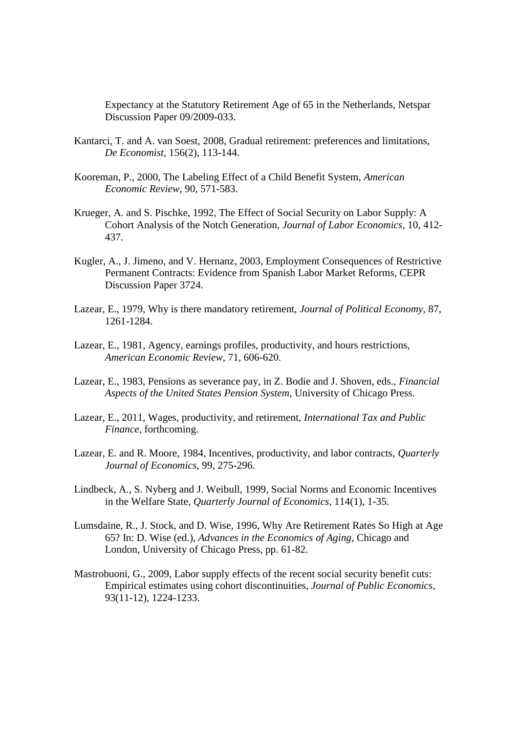Expectancy at the Statutory Retirement Age of 65 in the Netherlands, Netspar Discussion Paper 09/2009-033.

Kantarci, T. and A. van Soest, 2008, Gradual retirement: preferences and limitations, *De Economist*, 156(2), 113-144.

Kooreman, P., 2000, The Labeling Effect of a Child Benefit System, *American Economic Review*, 90, 571-583.

Krueger, A. and S. Pischke, 1992, The Effect of Social Security on Labor Supply: A Cohort Analysis of the Notch Generation, *Journal of Labor Economics*, 10, 412-437.

Kugler, A., J. Jimeno, and V. Hernanz, 2003, Employment Consequences of Restrictive Permanent Contracts: Evidence from Spanish Labor Market Reforms, CEPR Discussion Paper 3724.

Lazear, E., 1979, Why is there mandatory retirement, *Journal of Political Economy*, 87, 1261-1284.

Lazear, E., 1981, Agency, earnings profiles, productivity, and hours restrictions, *American Economic Review*, 71, 606-620.

Lazear, E., 1983, Pensions as severance pay, in Z. Bodie and J. Shoven, eds., *Financial Aspects of the United States Pension System*, University of Chicago Press.

Lazear, E., 2011, Wages, productivity, and retirement, *International Tax and Public Finance*, forthcoming.

Lazear, E. and R. Moore, 1984, Incentives, productivity, and labor contracts, *Quarterly Journal of Economics*, 99, 275-296.

Lindbeck, A., S. Nyberg and J. Weibull, 1999, Social Norms and Economic Incentives in the Welfare State, *Quarterly Journal of Economics*, 114(1), 1-35.

Lumsdaine, R., J. Stock, and D. Wise, 1996, Why Are Retirement Rates So High at Age 65? In: D. Wise (ed.), *Advances in the Economics of Aging*, Chicago and London, University of Chicago Press, pp. 61-82.

Mastrobuoni, G., 2009, Labor supply effects of the recent social security benefit cuts: Empirical estimates using cohort discontinuities, *Journal of Public Economics*, 93(11-12), 1224-1233.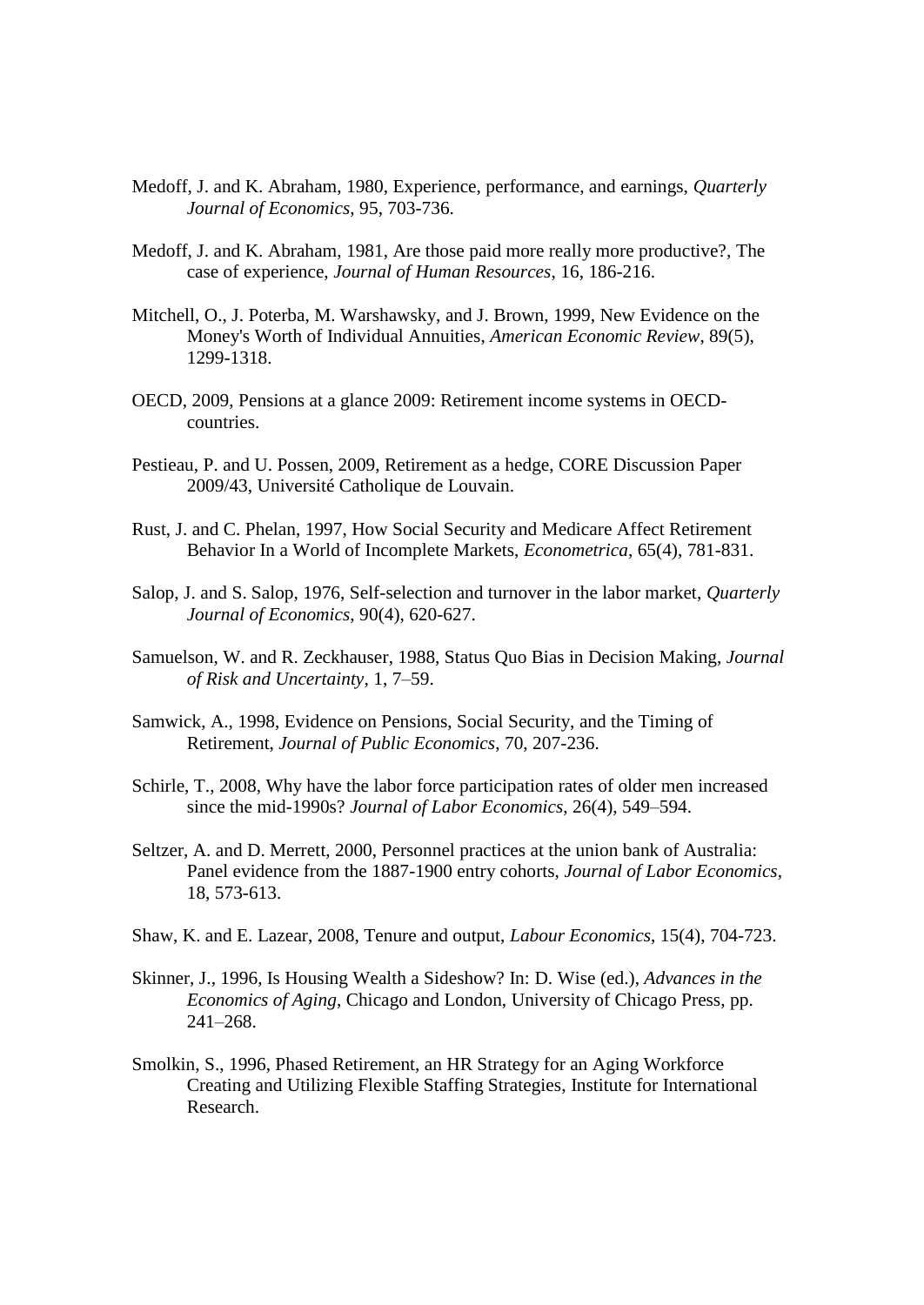Medoff, J. and K. Abraham, 1980, Experience, performance, and earnings, *Quarterly Journal of Economics*, 95, 703-736.

Medoff, J. and K. Abraham, 1981, Are those paid more really more productive?, The case of experience, *Journal of Human Resources*, 16, 186-216.

Mitchell, O., J. Poterba, M. Warshawsky, and J. Brown, 1999, New Evidence on the Money's Worth of Individual Annuities, *American Economic Review*, 89(5), 1299-1318.

OECD, 2009, Pensions at a glance 2009: Retirement income systems in OECD-countries.

Pestieau, P. and U. Possen, 2009, Retirement as a hedge, CORE Discussion Paper 2009/43, Université Catholique de Louvain.

Rust, J. and C. Phelan, 1997, How Social Security and Medicare Affect Retirement Behavior In a World of Incomplete Markets, *Econometrica*, 65(4), 781-831.

Salop, J. and S. Salop, 1976, Self-selection and turnover in the labor market, *Quarterly Journal of Economics*, 90(4), 620-627.

Samuelson, W. and R. Zeckhauser, 1988, Status Quo Bias in Decision Making, *Journal of Risk and Uncertainty*, 1, 7–59.

Samwick, A., 1998, Evidence on Pensions, Social Security, and the Timing of Retirement, *Journal of Public Economics*, 70, 207-236.

Schirle, T., 2008, Why have the labor force participation rates of older men increased since the mid-1990s? *Journal of Labor Economics*, 26(4), 549–594.

Seltzer, A. and D. Merrett, 2000, Personnel practices at the union bank of Australia: Panel evidence from the 1887-1900 entry cohorts, *Journal of Labor Economics*, 18, 573-613.

Shaw, K. and E. Lazear, 2008, Tenure and output, *Labour Economics*, 15(4), 704-723.

Skinner, J., 1996, Is Housing Wealth a Sideshow? In: D. Wise (ed.), *Advances in the Economics of Aging*, Chicago and London, University of Chicago Press, pp. 241–268.

Smolkin, S., 1996, Phased Retirement, an HR Strategy for an Aging Workforce Creating and Utilizing Flexible Staffing Strategies, Institute for International Research.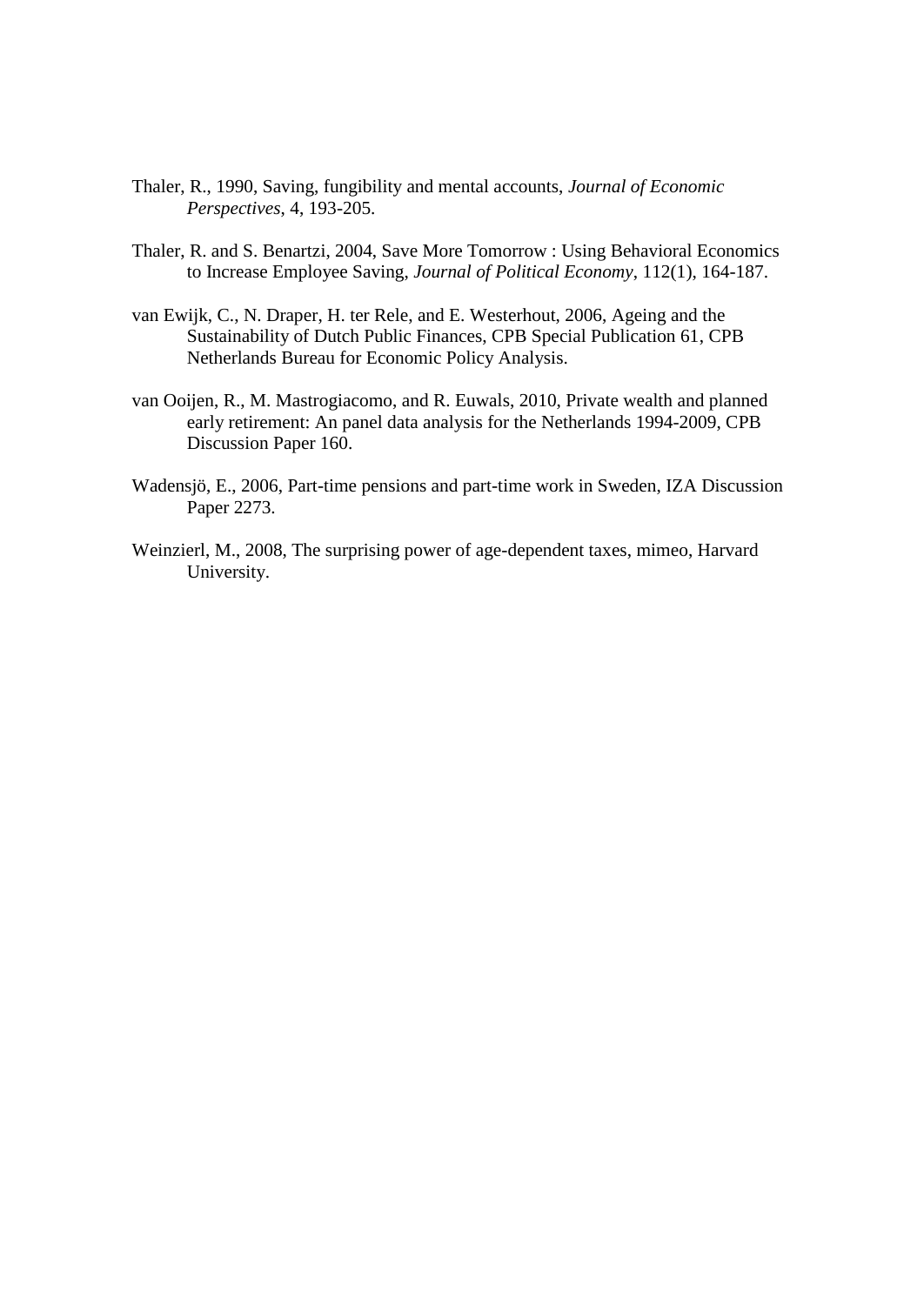Thaler, R., 1990, Saving, fungibility and mental accounts, *Journal of Economic Perspectives*, 4, 193-205.

Thaler, R. and S. Benartzi, 2004, Save More Tomorrow : Using Behavioral Economics to Increase Employee Saving, *Journal of Political Economy*, 112(1), 164-187.

van Ewijk, C., N. Draper, H. ter Rele, and E. Westerhout, 2006, Ageing and the Sustainability of Dutch Public Finances, CPB Special Publication 61, CPB Netherlands Bureau for Economic Policy Analysis.

van Ooijen, R., M. Mastrogiacomo, and R. Euwals, 2010, Private wealth and planned early retirement: An panel data analysis for the Netherlands 1994-2009, CPB Discussion Paper 160.

Wadensjö, E., 2006, Part-time pensions and part-time work in Sweden, IZA Discussion Paper 2273.

Weinzierl, M., 2008, The surprising power of age-dependent taxes, mimeo, Harvard University.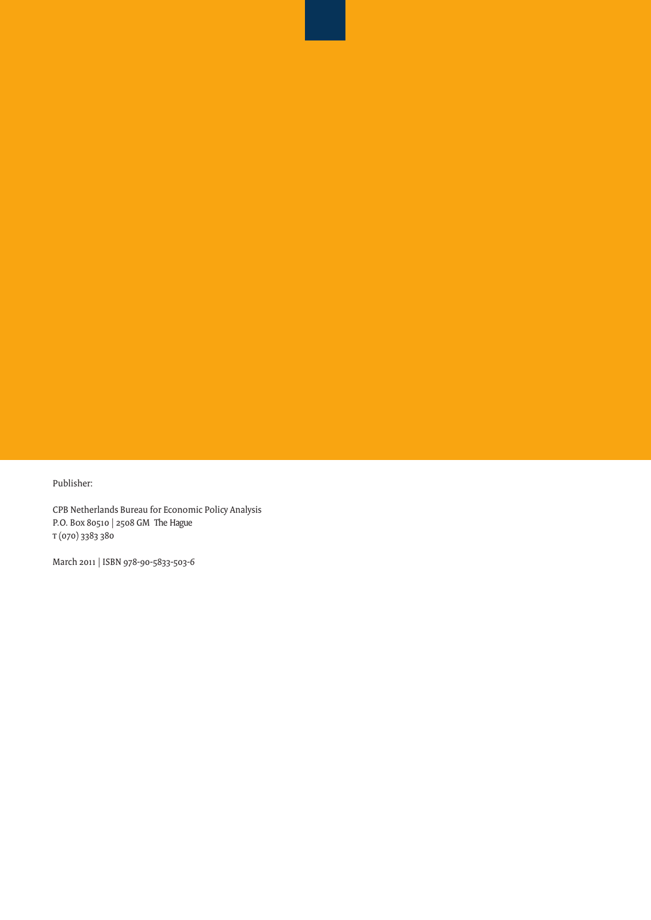Publisher:

CPB Netherlands Bureau for Economic Policy Analysis
P.O. Box 80510 | 2508 GM The Hague
T (070) 3383 380

March 2011 | ISBN 978-90-5833-503-6